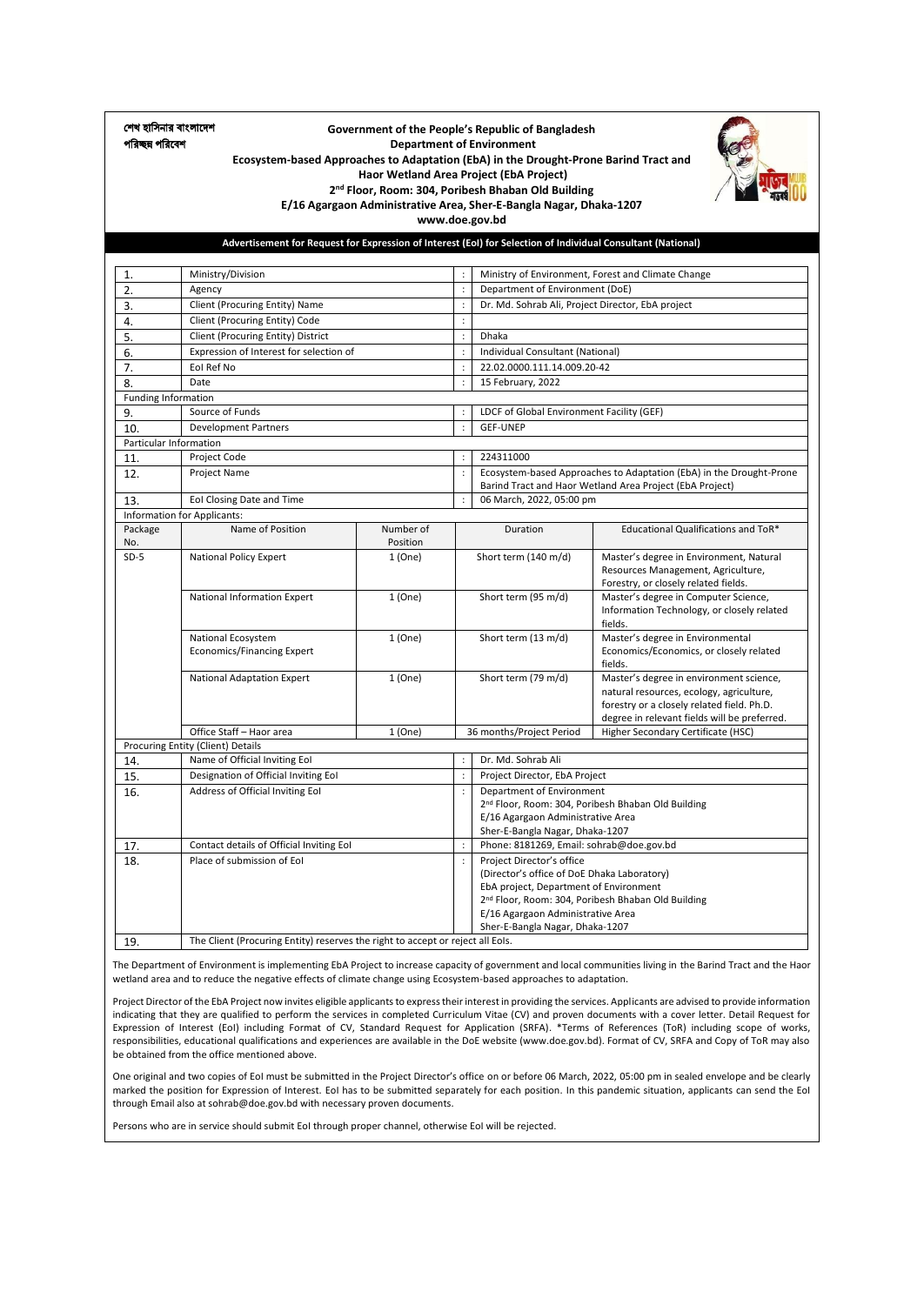শেখ হাসিনার বাংলাদেশ
পরিচ্ছন্ন পরিবেশ

**Government of the People's Republic of Bangladesh**
**Department of Environment**
**Ecosystem-based Approaches to Adaptation (EbA) in the Drought-Prone Barind Tract and Haor Wetland Area Project (EbA Project)**
**2nd Floor, Room: 304, Poribesh Bhaban Old Building**
**E/16 Agargaon Administrative Area, Sher-E-Bangla Nagar, Dhaka-1207**
**www.doe.gov.bd**

## Advertisement for Request for Expression of Interest (EoI) for Selection of Individual Consultant (National)

| | | | | |
|---|---|---|---|---|
| 1. | Ministry/Division | | : | Ministry of Environment, Forest and Climate Change |
| 2. | Agency | | : | Department of Environment (DoE) |
| 3. | Client (Procuring Entity) Name | | : | Dr. Md. Sohrab Ali, Project Director, EbA project |
| 4. | Client (Procuring Entity) Code | | : | |
| 5. | Client (Procuring Entity) District | | : | Dhaka |
| 6. | Expression of Interest for selection of | | : | Individual Consultant (National) |
| 7. | EoI Ref No | | : | 22.02.0000.111.14.009.20-42 |
| 8. | Date | | : | 15 February, 2022 |
| Funding Information | | | | |
| 9. | Source of Funds | | : | LDCF of Global Environment Facility (GEF) |
| 10. | Development Partners | | : | GEF-UNEP |
| Particular Information | | | | |
| 11. | Project Code | | : | 224311000 |
| 12. | Project Name | | : | Ecosystem-based Approaches to Adaptation (EbA) in the Drought-Prone Barind Tract and Haor Wetland Area Project (EbA Project) |
| 13. | EoI Closing Date and Time | | : | 06 March, 2022, 05:00 pm |

Information for Applicants:

| Package No. | Name of Position | Number of Position | Duration | Educational Qualifications and ToR* |
|---|---|---|---|---|
| SD-5 | National Policy Expert | 1 (One) | Short term (140 m/d) | Master's degree in Environment, Natural Resources Management, Agriculture, Forestry, or closely related fields. |
| | National Information Expert | 1 (One) | Short term (95 m/d) | Master's degree in Computer Science, Information Technology, or closely related fields. |
| | National Ecosystem Economics/Financing Expert | 1 (One) | Short term (13 m/d) | Master's degree in Environmental Economics/Economics, or closely related fields. |
| | National Adaptation Expert | 1 (One) | Short term (79 m/d) | Master's degree in environment science, natural resources, ecology, agriculture, forestry or a closely related field. Ph.D. degree in relevant fields will be preferred. |
| | Office Staff – Haor area | 1 (One) | 36 months/Project Period | Higher Secondary Certificate (HSC) |

Procuring Entity (Client) Details

| | | | |
|---|---|---|---|
| 14. | Name of Official Inviting EoI | : | Dr. Md. Sohrab Ali |
| 15. | Designation of Official Inviting EoI | : | Project Director, EbA Project |
| 16. | Address of Official Inviting EoI | : | Department of Environment<br>2nd Floor, Room: 304, Poribesh Bhaban Old Building<br>E/16 Agargaon Administrative Area<br>Sher-E-Bangla Nagar, Dhaka-1207 |
| 17. | Contact details of Official Inviting EoI | : | Phone: 8181269, Email: sohrab@doe.gov.bd |
| 18. | Place of submission of EoI | : | Project Director's office<br>(Director's office of DoE Dhaka Laboratory)<br>EbA project, Department of Environment<br>2nd Floor, Room: 304, Poribesh Bhaban Old Building<br>E/16 Agargaon Administrative Area<br>Sher-E-Bangla Nagar, Dhaka-1207 |
| 19. | The Client (Procuring Entity) reserves the right to accept or reject all EoIs. | | |

The Department of Environment is implementing EbA Project to increase capacity of government and local communities living in the Barind Tract and the Haor wetland area and to reduce the negative effects of climate change using Ecosystem-based approaches to adaptation.

Project Director of the EbA Project now invites eligible applicants to express their interest in providing the services. Applicants are advised to provide information indicating that they are qualified to perform the services in completed Curriculum Vitae (CV) and proven documents with a cover letter. Detail Request for Expression of Interest (EoI) including Format of CV, Standard Request for Application (SRFA). *Terms of References (ToR) including scope of works, responsibilities, educational qualifications and experiences are available in the DoE website (www.doe.gov.bd). Format of CV, SRFA and Copy of ToR may also be obtained from the office mentioned above.

One original and two copies of EoI must be submitted in the Project Director's office on or before 06 March, 2022, 05:00 pm in sealed envelope and be clearly marked the position for Expression of Interest. EoI has to be submitted separately for each position. In this pandemic situation, applicants can send the EoI through Email also at sohrab@doe.gov.bd with necessary proven documents.

Persons who are in service should submit EoI through proper channel, otherwise EoI will be rejected.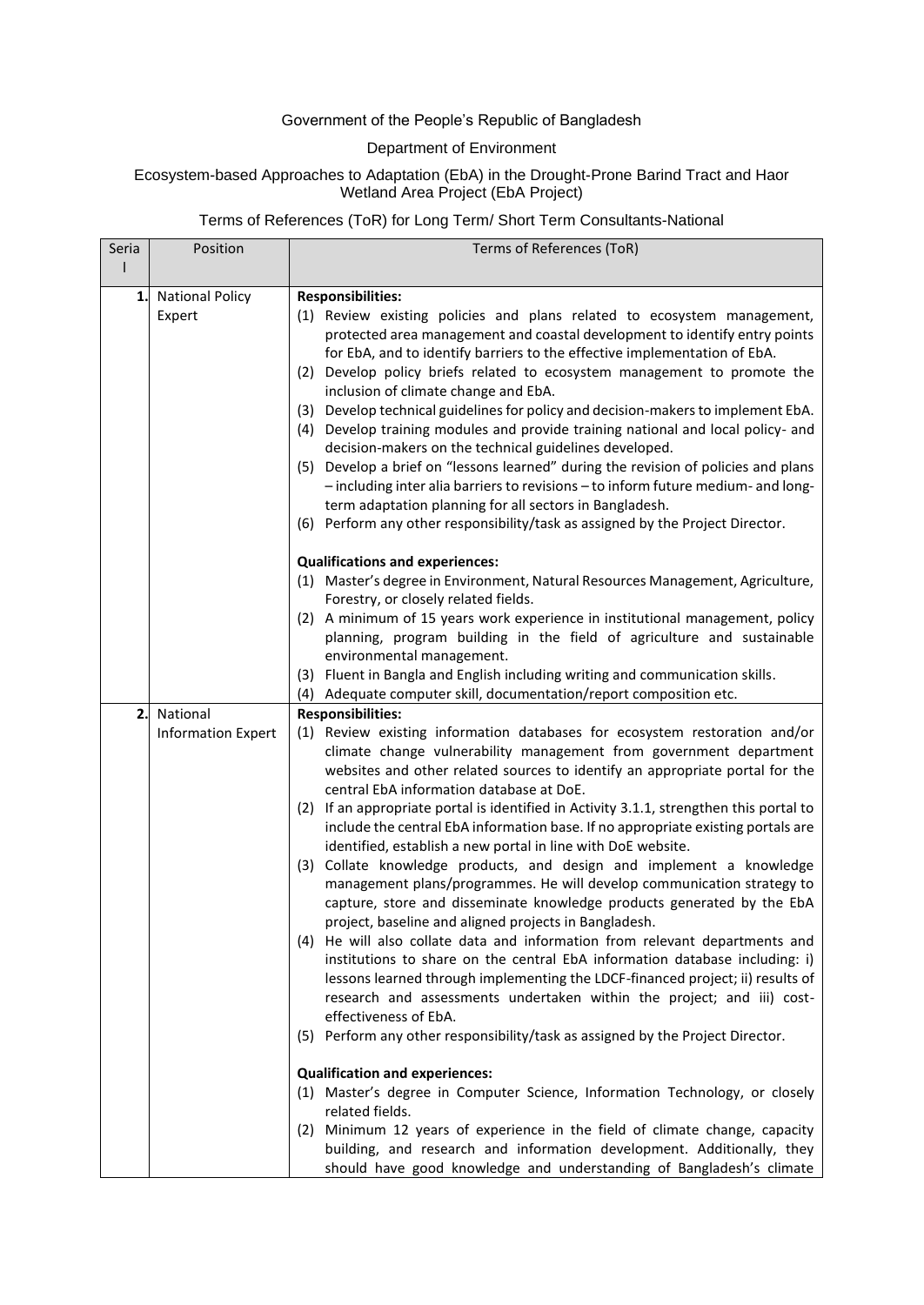Government of the People's Republic of Bangladesh

Department of Environment

Ecosystem-based Approaches to Adaptation (EbA) in the Drought-Prone Barind Tract and Haor Wetland Area Project (EbA Project)

Terms of References (ToR) for Long Term/ Short Term Consultants-National

| Serial | Position | Terms of References (ToR) |
|---|---|---|
| 1. | National Policy Expert | **Responsibilities:**<br>(1) Review existing policies and plans related to ecosystem management, protected area management and coastal development to identify entry points for EbA, and to identify barriers to the effective implementation of EbA.<br>(2) Develop policy briefs related to ecosystem management to promote the inclusion of climate change and EbA.<br>(3) Develop technical guidelines for policy and decision-makers to implement EbA.<br>(4) Develop training modules and provide training national and local policy- and decision-makers on the technical guidelines developed.<br>(5) Develop a brief on "lessons learned" during the revision of policies and plans – including inter alia barriers to revisions – to inform future medium- and long-term adaptation planning for all sectors in Bangladesh.<br>(6) Perform any other responsibility/task as assigned by the Project Director.<br><br>**Qualifications and experiences:**<br>(1) Master's degree in Environment, Natural Resources Management, Agriculture, Forestry, or closely related fields.<br>(2) A minimum of 15 years work experience in institutional management, policy planning, program building in the field of agriculture and sustainable environmental management.<br>(3) Fluent in Bangla and English including writing and communication skills.<br>(4) Adequate computer skill, documentation/report composition etc. |
| 2. | National Information Expert | **Responsibilities:**<br>(1) Review existing information databases for ecosystem restoration and/or climate change vulnerability management from government department websites and other related sources to identify an appropriate portal for the central EbA information database at DoE.<br>(2) If an appropriate portal is identified in Activity 3.1.1, strengthen this portal to include the central EbA information base. If no appropriate existing portals are identified, establish a new portal in line with DoE website.<br>(3) Collate knowledge products, and design and implement a knowledge management plans/programmes. He will develop communication strategy to capture, store and disseminate knowledge products generated by the EbA project, baseline and aligned projects in Bangladesh.<br>(4) He will also collate data and information from relevant departments and institutions to share on the central EbA information database including: i) lessons learned through implementing the LDCF-financed project; ii) results of research and assessments undertaken within the project; and iii) cost-effectiveness of EbA.<br>(5) Perform any other responsibility/task as assigned by the Project Director.<br><br>**Qualification and experiences:**<br>(1) Master's degree in Computer Science, Information Technology, or closely related fields.<br>(2) Minimum 12 years of experience in the field of climate change, capacity building, and research and information development. Additionally, they should have good knowledge and understanding of Bangladesh's climate |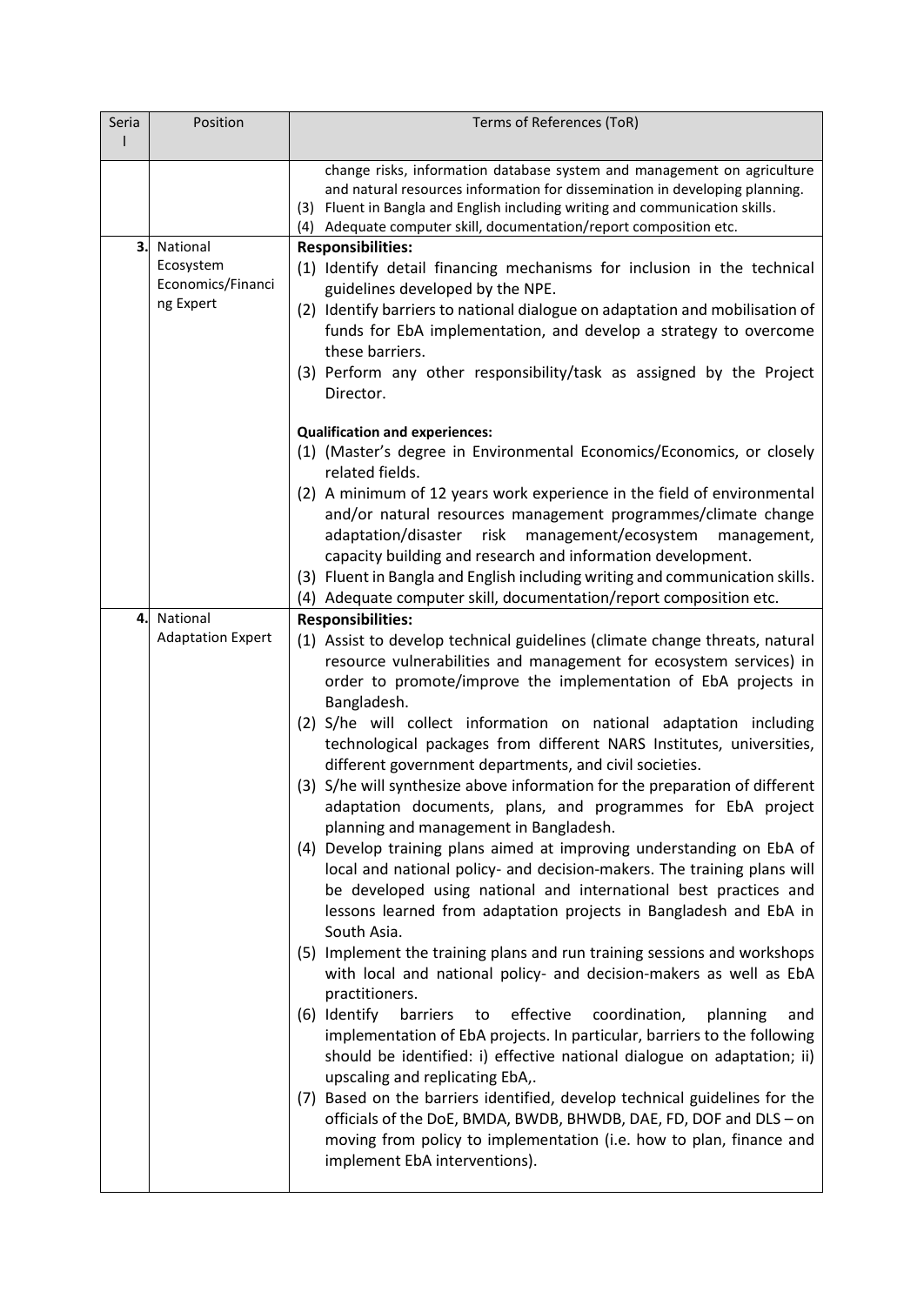| Serial | Position | Terms of References (ToR) |
|---|---|---|
| | | change risks, information database system and management on agriculture and natural resources information for dissemination in developing planning.<br>(3) Fluent in Bangla and English including writing and communication skills.<br>(4) Adequate computer skill, documentation/report composition etc. |
| 3. | National Ecosystem Economics/Financing Expert | **Responsibilities:**<br>(1) Identify detail financing mechanisms for inclusion in the technical guidelines developed by the NPE.<br>(2) Identify barriers to national dialogue on adaptation and mobilisation of funds for EbA implementation, and develop a strategy to overcome these barriers.<br>(3) Perform any other responsibility/task as assigned by the Project Director.<br><br>**Qualification and experiences:**<br>(1) (Master's degree in Environmental Economics/Economics, or closely related fields.<br>(2) A minimum of 12 years work experience in the field of environmental and/or natural resources management programmes/climate change adaptation/disaster risk management/ecosystem management, capacity building and research and information development.<br>(3) Fluent in Bangla and English including writing and communication skills.<br>(4) Adequate computer skill, documentation/report composition etc. |
| 4. | National Adaptation Expert | **Responsibilities:**<br>(1) Assist to develop technical guidelines (climate change threats, natural resource vulnerabilities and management for ecosystem services) in order to promote/improve the implementation of EbA projects in Bangladesh.<br>(2) S/he will collect information on national adaptation including technological packages from different NARS Institutes, universities, different government departments, and civil societies.<br>(3) S/he will synthesize above information for the preparation of different adaptation documents, plans, and programmes for EbA project planning and management in Bangladesh.<br>(4) Develop training plans aimed at improving understanding on EbA of local and national policy- and decision-makers. The training plans will be developed using national and international best practices and lessons learned from adaptation projects in Bangladesh and EbA in South Asia.<br>(5) Implement the training plans and run training sessions and workshops with local and national policy- and decision-makers as well as EbA practitioners.<br>(6) Identify barriers to effective coordination, planning and implementation of EbA projects. In particular, barriers to the following should be identified: i) effective national dialogue on adaptation; ii) upscaling and replicating EbA,.<br>(7) Based on the barriers identified, develop technical guidelines for the officials of the DoE, BMDA, BWDB, BHWDB, DAE, FD, DOF and DLS – on moving from policy to implementation (i.e. how to plan, finance and implement EbA interventions). |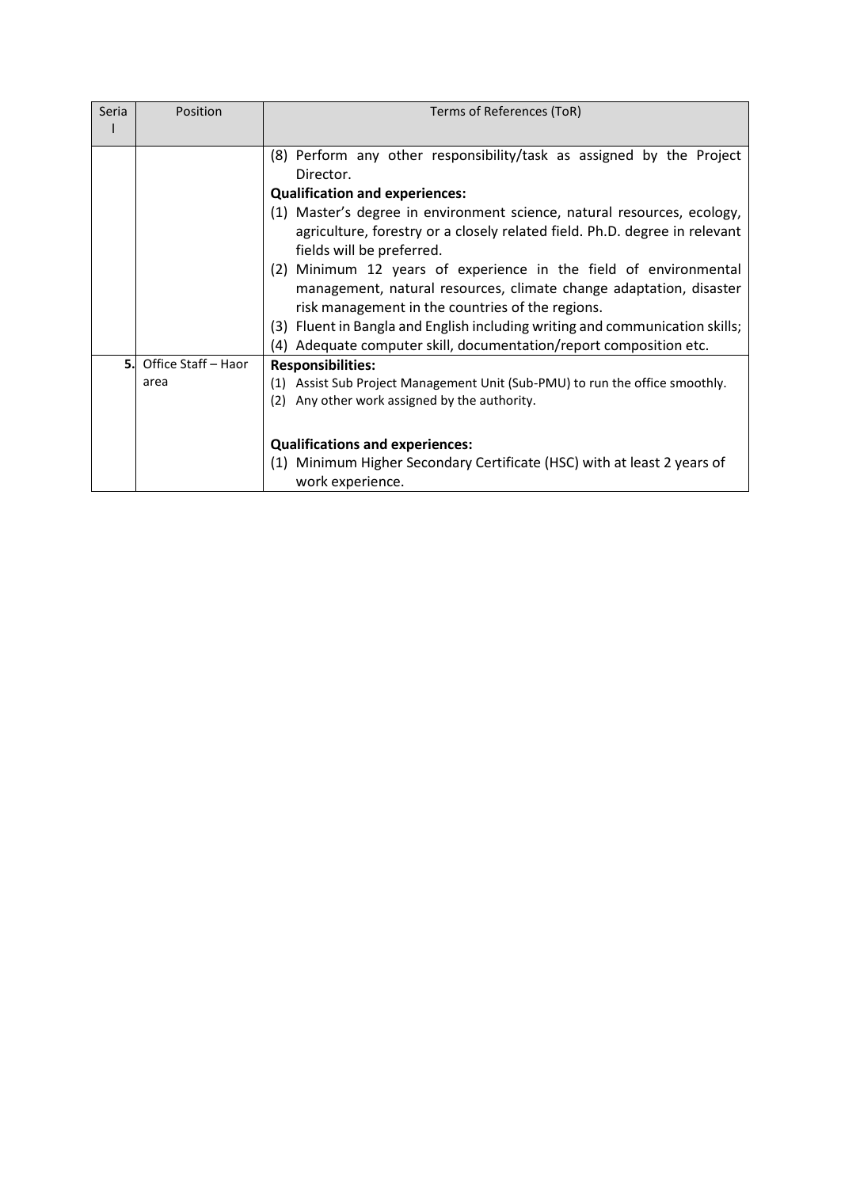| Serial | Position | Terms of References (ToR) |
|---|---|---|
| | | (8) Perform any other responsibility/task as assigned by the Project Director.<br>**Qualification and experiences:**<br>(1) Master's degree in environment science, natural resources, ecology, agriculture, forestry or a closely related field. Ph.D. degree in relevant fields will be preferred.<br>(2) Minimum 12 years of experience in the field of environmental management, natural resources, climate change adaptation, disaster risk management in the countries of the regions.<br>(3) Fluent in Bangla and English including writing and communication skills;<br>(4) Adequate computer skill, documentation/report composition etc. |
| **5.** | Office Staff – Haor area | **Responsibilities:**<br>(1) Assist Sub Project Management Unit (Sub-PMU) to run the office smoothly.<br>(2) Any other work assigned by the authority.<br><br>**Qualifications and experiences:**<br>(1) Minimum Higher Secondary Certificate (HSC) with at least 2 years of work experience. |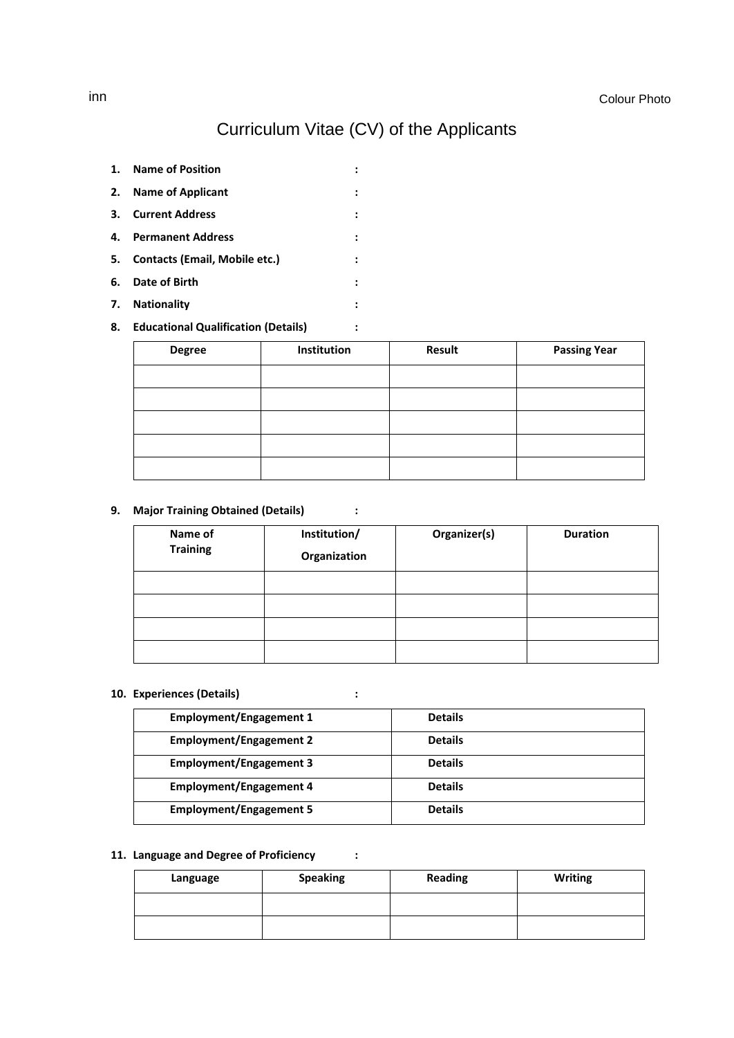inn

Colour Photo

# Curriculum Vitae (CV) of the Applicants

1. **Name of Position** :
2. **Name of Applicant** :
3. **Current Address** :
4. **Permanent Address** :
5. **Contacts (Email, Mobile etc.)** :
6. **Date of Birth** :
7. **Nationality** :
8. **Educational Qualification (Details)** :

| Degree | Institution | Result | Passing Year |
|---|---|---|---|
| | | | |
| | | | |
| | | | |
| | | | |
| | | | |

9. **Major Training Obtained (Details)** :

| Name of Training | Institution/ Organization | Organizer(s) | Duration |
|---|---|---|---|
| | | | |
| | | | |
| | | | |
| | | | |

10. **Experiences (Details)** :

| Employment/Engagement 1 | Details |
|---|---|
| **Employment/Engagement 2** | **Details** |
| **Employment/Engagement 3** | **Details** |
| **Employment/Engagement 4** | **Details** |
| **Employment/Engagement 5** | **Details** |

11. **Language and Degree of Proficiency** :

| Language | Speaking | Reading | Writing |
|---|---|---|---|
| | | | |
| | | | |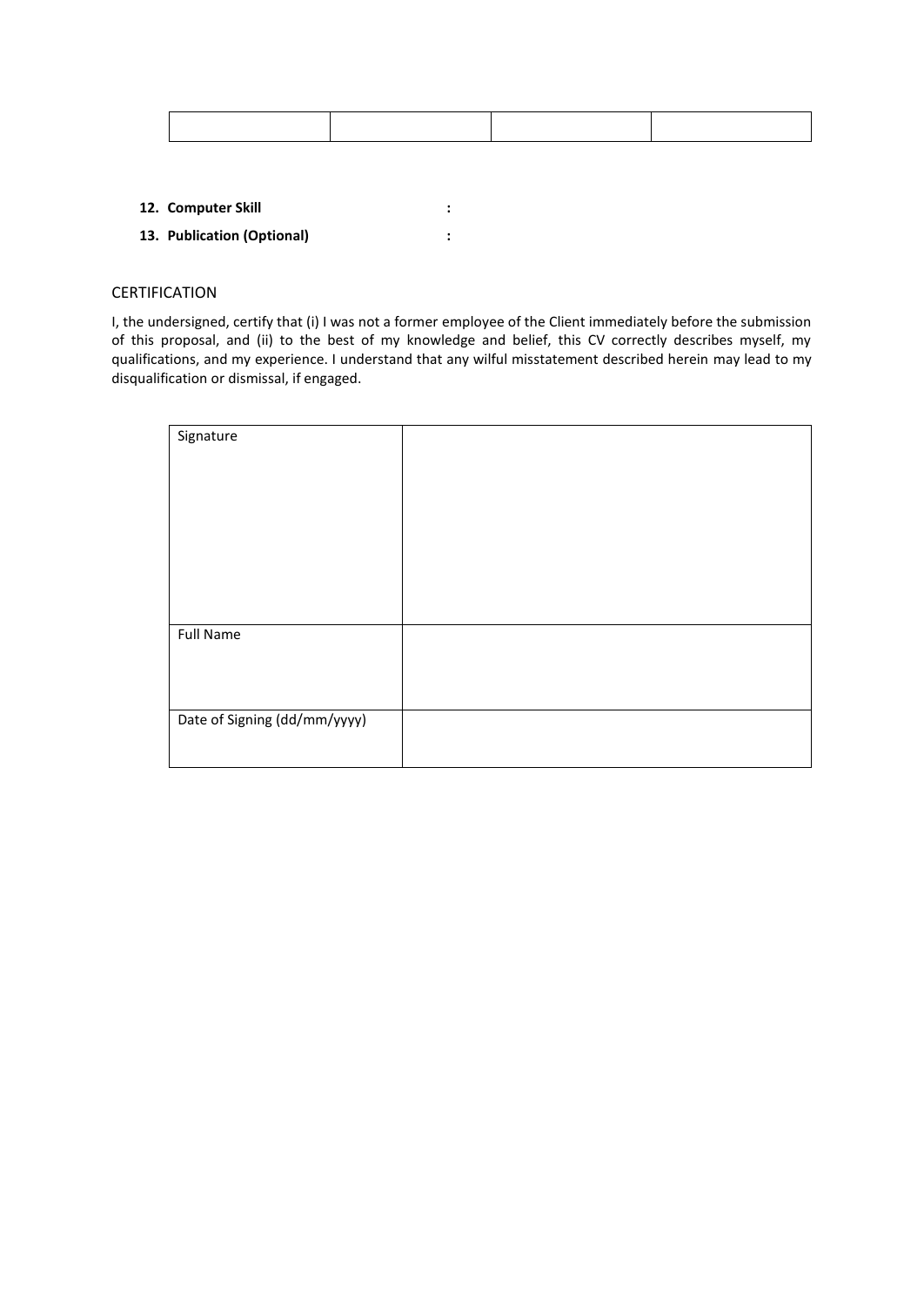| | | | |
|---|---|---|---|
| | | | |

12. **Computer Skill** :
13. **Publication (Optional)** :

## CERTIFICATION

I, the undersigned, certify that (i) I was not a former employee of the Client immediately before the submission of this proposal, and (ii) to the best of my knowledge and belief, this CV correctly describes myself, my qualifications, and my experience. I understand that any wilful misstatement described herein may lead to my disqualification or dismissal, if engaged.

| | |
|---|---|
| Signature | |
| Full Name | |
| Date of Signing (dd/mm/yyyy) | |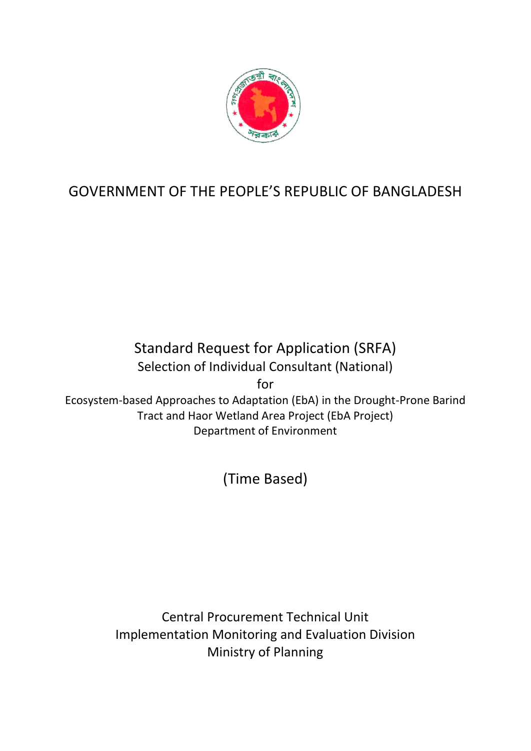# GOVERNMENT OF THE PEOPLE'S REPUBLIC OF BANGLADESH

## Standard Request for Application (SRFA)

Selection of Individual Consultant (National)

for

Ecosystem-based Approaches to Adaptation (EbA) in the Drought-Prone Barind Tract and Haor Wetland Area Project (EbA Project)

Department of Environment

(Time Based)

Central Procurement Technical Unit

Implementation Monitoring and Evaluation Division

Ministry of Planning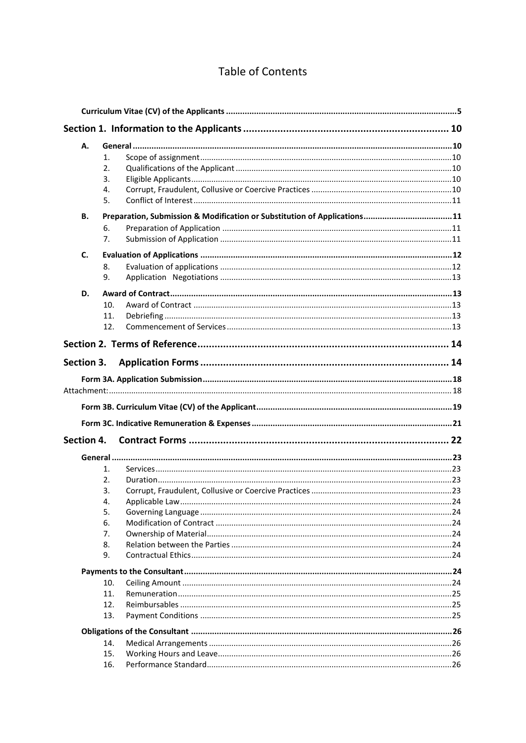# Table of Contents

| | | | |
|---|---|---|---|
| **Curriculum Vitae (CV) of the Applicants** | | | **5** |
| **Section 1. Information to the Applicants** | | | **10** |
| **A.** | **General** | | **10** |
| | 1. | Scope of assignment | 10 |
| | 2. | Qualifications of the Applicant | 10 |
| | 3. | Eligible Applicants | 10 |
| | 4. | Corrupt, Fraudulent, Collusive or Coercive Practices | 10 |
| | 5. | Conflict of Interest | 11 |
| **B.** | **Preparation, Submission & Modification or Substitution of Applications** | | **11** |
| | 6. | Preparation of Application | 11 |
| | 7. | Submission of Application | 11 |
| **C.** | **Evaluation of Applications** | | **12** |
| | 8. | Evaluation of applications | 12 |
| | 9. | Application Negotiations | 13 |
| **D.** | **Award of Contract** | | **13** |
| | 10. | Award of Contract | 13 |
| | 11. | Debriefing | 13 |
| | 12. | Commencement of Services | 13 |
| **Section 2. Terms of Reference** | | | **14** |
| **Section 3. Application Forms** | | | **14** |
| **Form 3A. Application Submission** | | | **18** |
| Attachment: | | | 18 |
| **Form 3B. Curriculum Vitae (CV) of the Applicant** | | | **19** |
| **Form 3C. Indicative Remuneration & Expenses** | | | **21** |
| **Section 4. Contract Forms** | | | **22** |
| **General** | | | **23** |
| | 1. | Services | 23 |
| | 2. | Duration | 23 |
| | 3. | Corrupt, Fraudulent, Collusive or Coercive Practices | 23 |
| | 4. | Applicable Law | 24 |
| | 5. | Governing Language | 24 |
| | 6. | Modification of Contract | 24 |
| | 7. | Ownership of Material | 24 |
| | 8. | Relation between the Parties | 24 |
| | 9. | Contractual Ethics | 24 |
| **Payments to the Consultant** | | | **24** |
| | 10. | Ceiling Amount | 24 |
| | 11. | Remuneration | 25 |
| | 12. | Reimbursables | 25 |
| | 13. | Payment Conditions | 25 |
| **Obligations of the Consultant** | | | **26** |
| | 14. | Medical Arrangements | 26 |
| | 15. | Working Hours and Leave | 26 |
| | 16. | Performance Standard | 26 |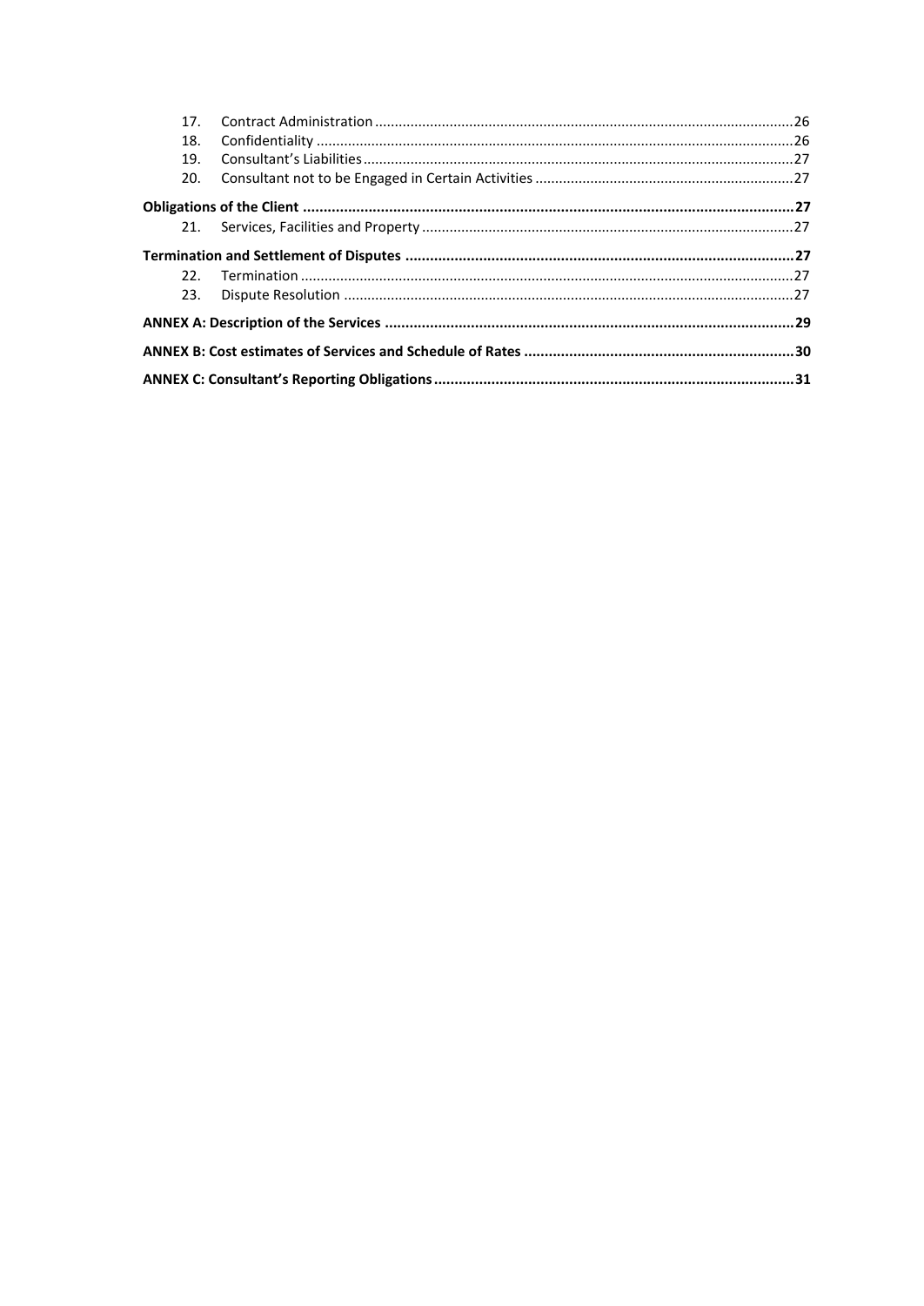17. Contract Administration ........................................................................................................26
18. Confidentiality ........................................................................................................26
19. Consultant's Liabilities ........................................................................................................27
20. Consultant not to be Engaged in Certain Activities ........................................................................................................27

**Obligations of the Client ........................................................................................................27**

21. Services, Facilities and Property ........................................................................................................27

**Termination and Settlement of Disputes ........................................................................................................27**

22. Termination ........................................................................................................27
23. Dispute Resolution ........................................................................................................27

**ANNEX A: Description of the Services ........................................................................................................29**

**ANNEX B: Cost estimates of Services and Schedule of Rates ........................................................................................................30**

**ANNEX C: Consultant's Reporting Obligations ........................................................................................................31**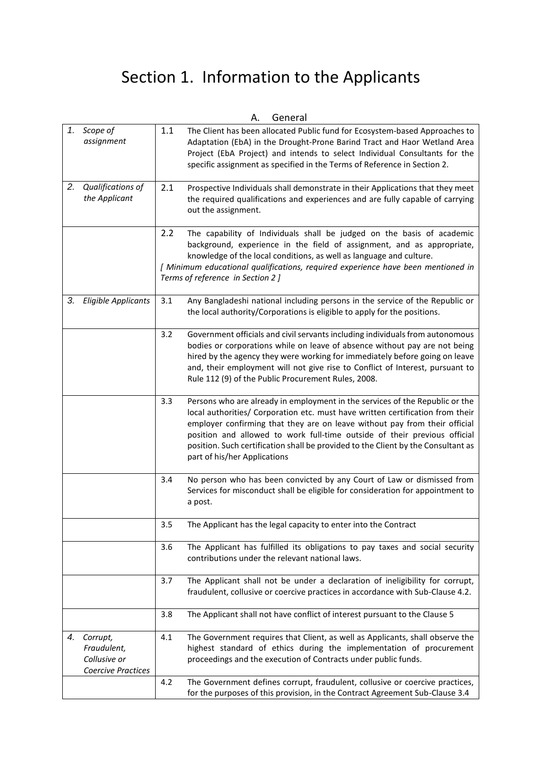# Section 1. Information to the Applicants

## A. General

| | | |
|---|---|---|
| *1. Scope of assignment* | 1.1 | The Client has been allocated Public fund for Ecosystem-based Approaches to Adaptation (EbA) in the Drought-Prone Barind Tract and Haor Wetland Area Project (EbA Project) and intends to select Individual Consultants for the specific assignment as specified in the Terms of Reference in Section 2. |
| *2. Qualifications of the Applicant* | 2.1 | Prospective Individuals shall demonstrate in their Applications that they meet the required qualifications and experiences and are fully capable of carrying out the assignment. |
| | 2.2 | The capability of Individuals shall be judged on the basis of academic background, experience in the field of assignment, and as appropriate, knowledge of the local conditions, as well as language and culture. *[ Minimum educational qualifications, required experience have been mentioned in Terms of reference in Section 2 ]* |
| *3. Eligible Applicants* | 3.1 | Any Bangladeshi national including persons in the service of the Republic or the local authority/Corporations is eligible to apply for the positions. |
| | 3.2 | Government officials and civil servants including individuals from autonomous bodies or corporations while on leave of absence without pay are not being hired by the agency they were working for immediately before going on leave and, their employment will not give rise to Conflict of Interest, pursuant to Rule 112 (9) of the Public Procurement Rules, 2008. |
| | 3.3 | Persons who are already in employment in the services of the Republic or the local authorities/ Corporation etc. must have written certification from their employer confirming that they are on leave without pay from their official position and allowed to work full-time outside of their previous official position. Such certification shall be provided to the Client by the Consultant as part of his/her Applications |
| | 3.4 | No person who has been convicted by any Court of Law or dismissed from Services for misconduct shall be eligible for consideration for appointment to a post. |
| | 3.5 | The Applicant has the legal capacity to enter into the Contract |
| | 3.6 | The Applicant has fulfilled its obligations to pay taxes and social security contributions under the relevant national laws. |
| | 3.7 | The Applicant shall not be under a declaration of ineligibility for corrupt, fraudulent, collusive or coercive practices in accordance with Sub-Clause 4.2. |
| | 3.8 | The Applicant shall not have conflict of interest pursuant to the Clause 5 |
| *4. Corrupt, Fraudulent, Collusive or Coercive Practices* | 4.1 | The Government requires that Client, as well as Applicants, shall observe the highest standard of ethics during the implementation of procurement proceedings and the execution of Contracts under public funds. |
| | 4.2 | The Government defines corrupt, fraudulent, collusive or coercive practices, for the purposes of this provision, in the Contract Agreement Sub-Clause 3.4 |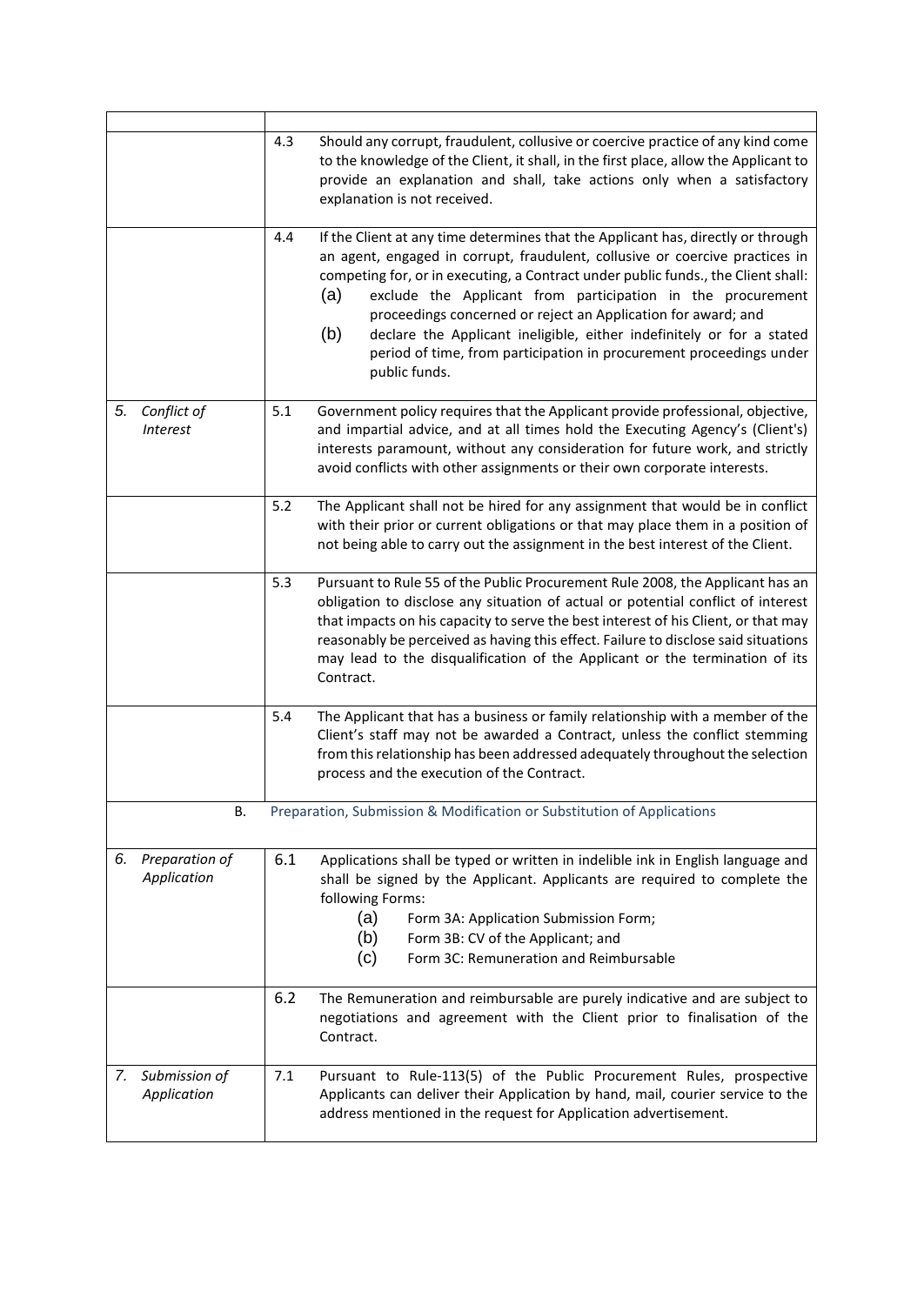| | |
|---|---|
| | 4.3 Should any corrupt, fraudulent, collusive or coercive practice of any kind come to the knowledge of the Client, it shall, in the first place, allow the Applicant to provide an explanation and shall, take actions only when a satisfactory explanation is not received. |
| | 4.4 If the Client at any time determines that the Applicant has, directly or through an agent, engaged in corrupt, fraudulent, collusive or coercive practices in competing for, or in executing, a Contract under public funds., the Client shall: (a) exclude the Applicant from participation in the procurement proceedings concerned or reject an Application for award; and (b) declare the Applicant ineligible, either indefinitely or for a stated period of time, from participation in procurement proceedings under public funds. |
| 5. *Conflict of Interest* | 5.1 Government policy requires that the Applicant provide professional, objective, and impartial advice, and at all times hold the Executing Agency's (Client's) interests paramount, without any consideration for future work, and strictly avoid conflicts with other assignments or their own corporate interests. |
| | 5.2 The Applicant shall not be hired for any assignment that would be in conflict with their prior or current obligations or that may place them in a position of not being able to carry out the assignment in the best interest of the Client. |
| | 5.3 Pursuant to Rule 55 of the Public Procurement Rule 2008, the Applicant has an obligation to disclose any situation of actual or potential conflict of interest that impacts on his capacity to serve the best interest of his Client, or that may reasonably be perceived as having this effect. Failure to disclose said situations may lead to the disqualification of the Applicant or the termination of its Contract. |
| | 5.4 The Applicant that has a business or family relationship with a member of the Client's staff may not be awarded a Contract, unless the conflict stemming from this relationship has been addressed adequately throughout the selection process and the execution of the Contract. |
| B. | Preparation, Submission & Modification or Substitution of Applications |
| 6. *Preparation of Application* | 6.1 Applications shall be typed or written in indelible ink in English language and shall be signed by the Applicant. Applicants are required to complete the following Forms: (a) Form 3A: Application Submission Form; (b) Form 3B: CV of the Applicant; and (c) Form 3C: Remuneration and Reimbursable |
| | 6.2 The Remuneration and reimbursable are purely indicative and are subject to negotiations and agreement with the Client prior to finalisation of the Contract. |
| 7. *Submission of Application* | 7.1 Pursuant to Rule-113(5) of the Public Procurement Rules, prospective Applicants can deliver their Application by hand, mail, courier service to the address mentioned in the request for Application advertisement. |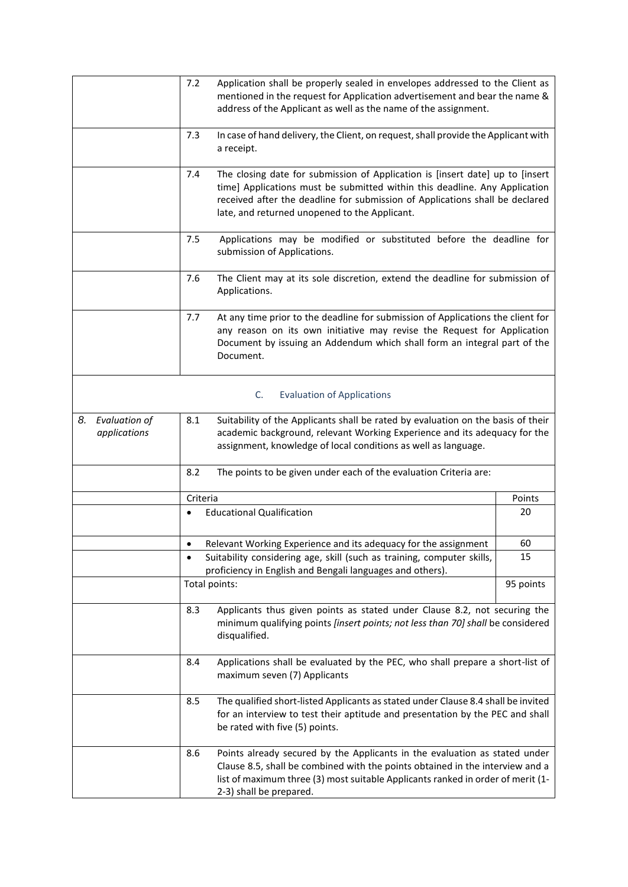| | |
|---|---|
| | 7.2 Application shall be properly sealed in envelopes addressed to the Client as mentioned in the request for Application advertisement and bear the name & address of the Applicant as well as the name of the assignment. |
| | 7.3 In case of hand delivery, the Client, on request, shall provide the Applicant with a receipt. |
| | 7.4 The closing date for submission of Application is [insert date] up to [insert time] Applications must be submitted within this deadline. Any Application received after the deadline for submission of Applications shall be declared late, and returned unopened to the Applicant. |
| | 7.5 Applications may be modified or substituted before the deadline for submission of Applications. |
| | 7.6 The Client may at its sole discretion, extend the deadline for submission of Applications. |
| | 7.7 At any time prior to the deadline for submission of Applications the client for any reason on its own initiative may revise the Request for Application Document by issuing an Addendum which shall form an integral part of the Document. |

## C. Evaluation of Applications

| | |
|---|---|
| *8. Evaluation of applications* | 8.1 Suitability of the Applicants shall be rated by evaluation on the basis of their academic background, relevant Working Experience and its adequacy for the assignment, knowledge of local conditions as well as language. |
| | 8.2 The points to be given under each of the evaluation Criteria are: |

| Criteria | Points |
|---|---|
| • Educational Qualification | 20 |
| • Relevant Working Experience and its adequacy for the assignment | 60 |
| • Suitability considering age, skill (such as training, computer skills, proficiency in English and Bengali languages and others). | 15 |
| Total points: | 95 points |

| | |
|---|---|
| | 8.3 Applicants thus given points as stated under Clause 8.2, not securing the minimum qualifying points *[insert points; not less than 70] shall* be considered disqualified. |
| | 8.4 Applications shall be evaluated by the PEC, who shall prepare a short-list of maximum seven (7) Applicants |
| | 8.5 The qualified short-listed Applicants as stated under Clause 8.4 shall be invited for an interview to test their aptitude and presentation by the PEC and shall be rated with five (5) points. |
| | 8.6 Points already secured by the Applicants in the evaluation as stated under Clause 8.5, shall be combined with the points obtained in the interview and a list of maximum three (3) most suitable Applicants ranked in order of merit (1-2-3) shall be prepared. |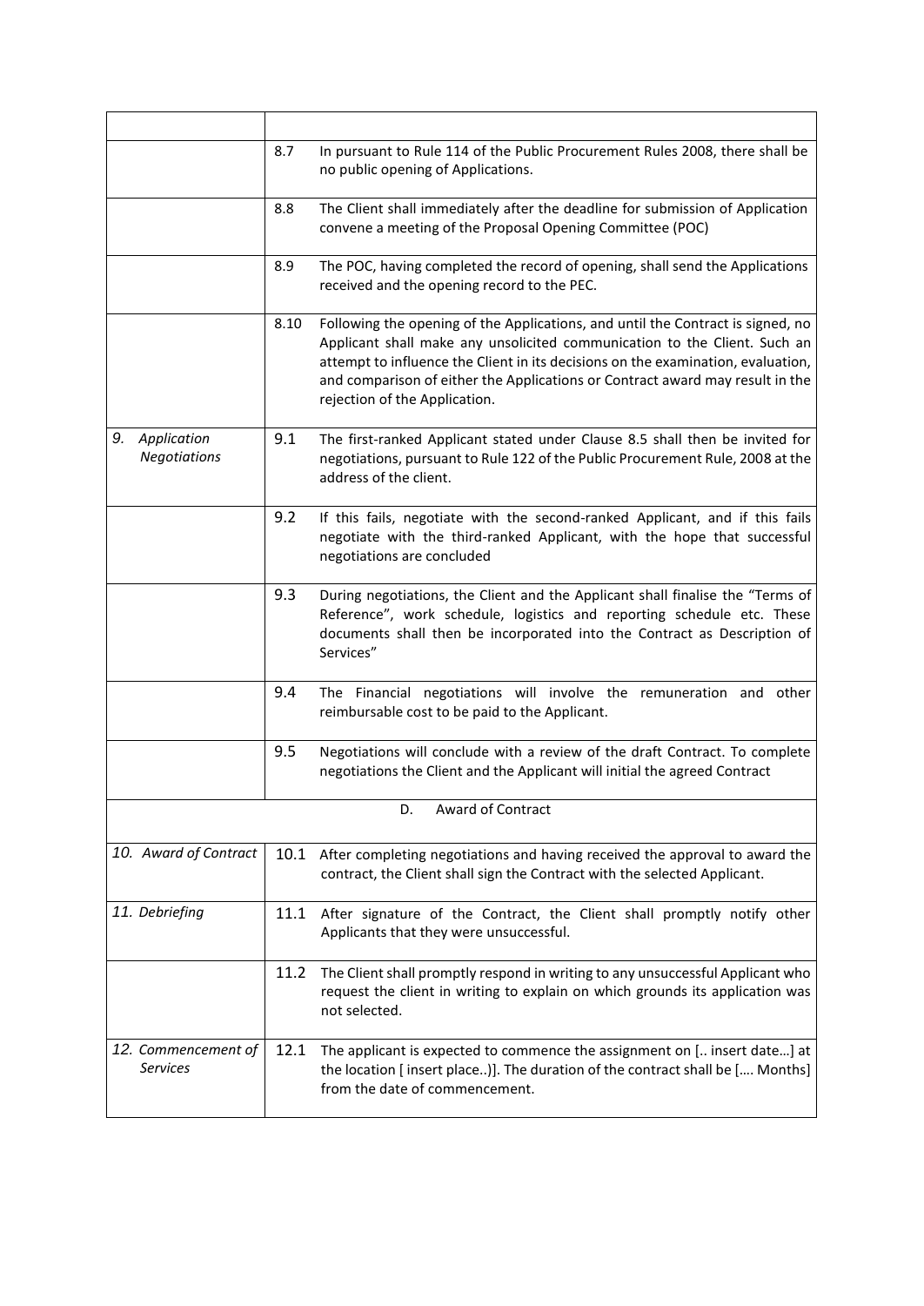| | | |
|---|---|---|
| | 8.7 | In pursuant to Rule 114 of the Public Procurement Rules 2008, there shall be no public opening of Applications. |
| | 8.8 | The Client shall immediately after the deadline for submission of Application convene a meeting of the Proposal Opening Committee (POC) |
| | 8.9 | The POC, having completed the record of opening, shall send the Applications received and the opening record to the PEC. |
| | 8.10 | Following the opening of the Applications, and until the Contract is signed, no Applicant shall make any unsolicited communication to the Client. Such an attempt to influence the Client in its decisions on the examination, evaluation, and comparison of either the Applications or Contract award may result in the rejection of the Application. |
| *9. Application Negotiations* | 9.1 | The first-ranked Applicant stated under Clause 8.5 shall then be invited for negotiations, pursuant to Rule 122 of the Public Procurement Rule, 2008 at the address of the client. |
| | 9.2 | If this fails, negotiate with the second-ranked Applicant, and if this fails negotiate with the third-ranked Applicant, with the hope that successful negotiations are concluded |
| | 9.3 | During negotiations, the Client and the Applicant shall finalise the "Terms of Reference", work schedule, logistics and reporting schedule etc. These documents shall then be incorporated into the Contract as Description of Services" |
| | 9.4 | The Financial negotiations will involve the remuneration and other reimbursable cost to be paid to the Applicant. |
| | 9.5 | Negotiations will conclude with a review of the draft Contract. To complete negotiations the Client and the Applicant will initial the agreed Contract |
| | D. Award of Contract | |
| *10. Award of Contract* | 10.1 | After completing negotiations and having received the approval to award the contract, the Client shall sign the Contract with the selected Applicant. |
| *11. Debriefing* | 11.1 | After signature of the Contract, the Client shall promptly notify other Applicants that they were unsuccessful. |
| | 11.2 | The Client shall promptly respond in writing to any unsuccessful Applicant who request the client in writing to explain on which grounds its application was not selected. |
| *12. Commencement of Services* | 12.1 | The applicant is expected to commence the assignment on [.. insert date…] at the location [ insert place..)]. The duration of the contract shall be […. Months] from the date of commencement. |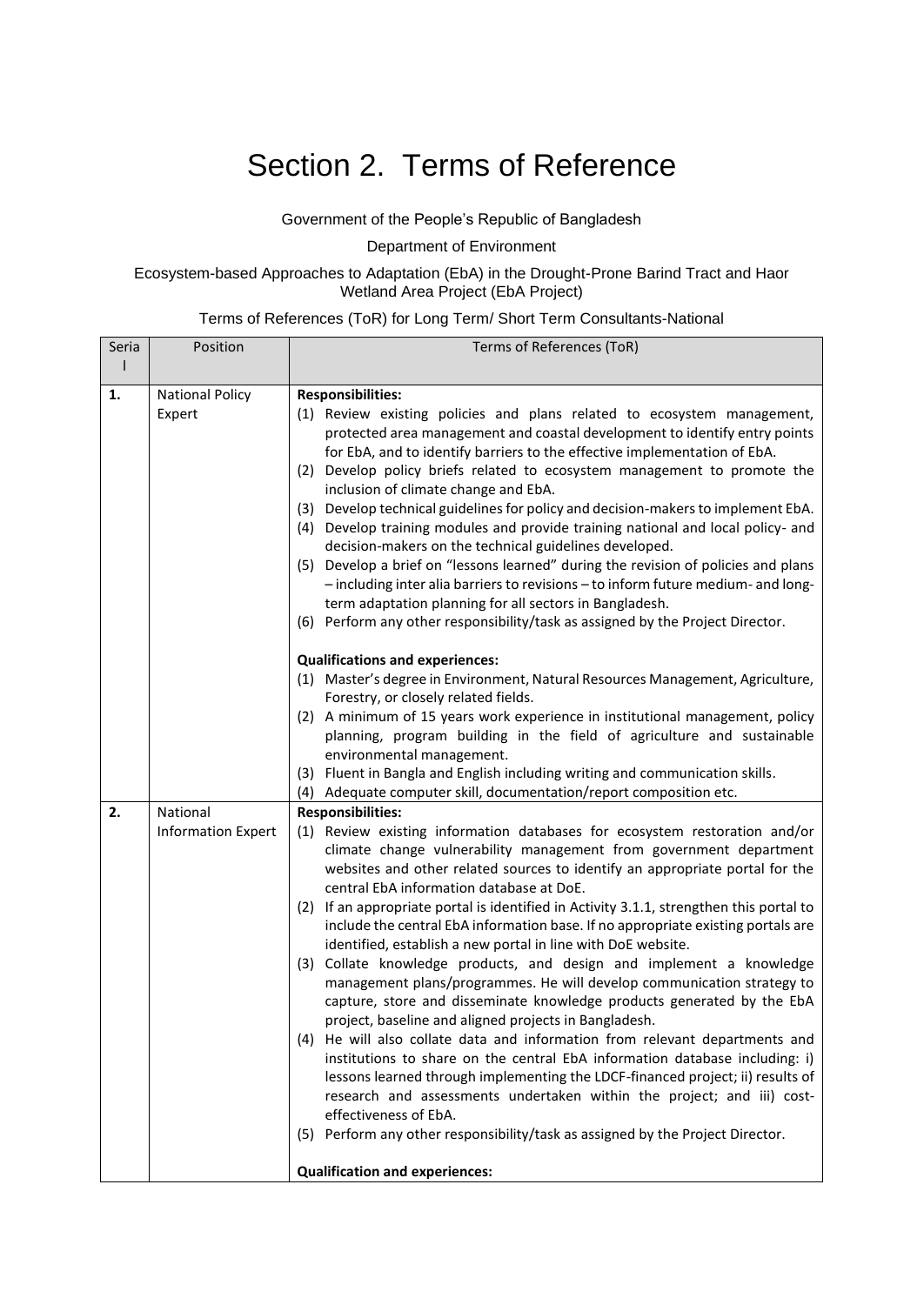# Section 2. Terms of Reference

Government of the People's Republic of Bangladesh

Department of Environment

Ecosystem-based Approaches to Adaptation (EbA) in the Drought-Prone Barind Tract and Haor Wetland Area Project (EbA Project)

Terms of References (ToR) for Long Term/ Short Term Consultants-National

| Serial | Position | Terms of References (ToR) |
|---|---|---|
| **1.** | National Policy Expert | **Responsibilities:**<br>(1) Review existing policies and plans related to ecosystem management, protected area management and coastal development to identify entry points for EbA, and to identify barriers to the effective implementation of EbA.<br>(2) Develop policy briefs related to ecosystem management to promote the inclusion of climate change and EbA.<br>(3) Develop technical guidelines for policy and decision-makers to implement EbA.<br>(4) Develop training modules and provide training national and local policy- and decision-makers on the technical guidelines developed.<br>(5) Develop a brief on "lessons learned" during the revision of policies and plans – including inter alia barriers to revisions – to inform future medium- and long-term adaptation planning for all sectors in Bangladesh.<br>(6) Perform any other responsibility/task as assigned by the Project Director.<br><br>**Qualifications and experiences:**<br>(1) Master's degree in Environment, Natural Resources Management, Agriculture, Forestry, or closely related fields.<br>(2) A minimum of 15 years work experience in institutional management, policy planning, program building in the field of agriculture and sustainable environmental management.<br>(3) Fluent in Bangla and English including writing and communication skills.<br>(4) Adequate computer skill, documentation/report composition etc. |
| **2.** | National Information Expert | **Responsibilities:**<br>(1) Review existing information databases for ecosystem restoration and/or climate change vulnerability management from government department websites and other related sources to identify an appropriate portal for the central EbA information database at DoE.<br>(2) If an appropriate portal is identified in Activity 3.1.1, strengthen this portal to include the central EbA information base. If no appropriate existing portals are identified, establish a new portal in line with DoE website.<br>(3) Collate knowledge products, and design and implement a knowledge management plans/programmes. He will develop communication strategy to capture, store and disseminate knowledge products generated by the EbA project, baseline and aligned projects in Bangladesh.<br>(4) He will also collate data and information from relevant departments and institutions to share on the central EbA information database including: i) lessons learned through implementing the LDCF-financed project; ii) results of research and assessments undertaken within the project; and iii) cost-effectiveness of EbA.<br>(5) Perform any other responsibility/task as assigned by the Project Director.<br><br>**Qualification and experiences:** |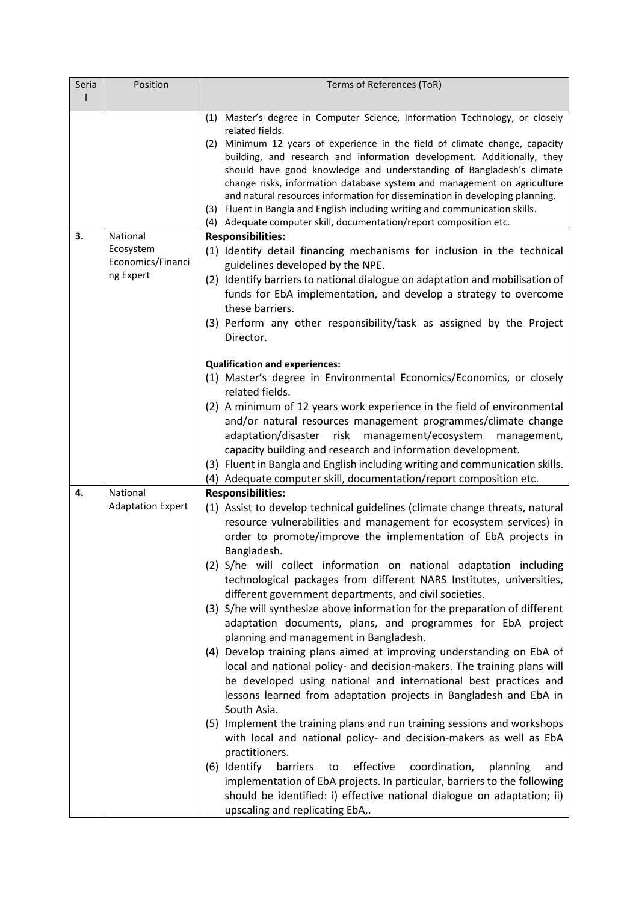| Serial | Position | Terms of References (ToR) |
| --- | --- | --- |
| | | (1) Master's degree in Computer Science, Information Technology, or closely related fields.<br>(2) Minimum 12 years of experience in the field of climate change, capacity building, and research and information development. Additionally, they should have good knowledge and understanding of Bangladesh's climate change risks, information database system and management on agriculture and natural resources information for dissemination in developing planning.<br>(3) Fluent in Bangla and English including writing and communication skills.<br>(4) Adequate computer skill, documentation/report composition etc. |
| 3. | National Ecosystem Economics/Financing Expert | **Responsibilities:**<br>(1) Identify detail financing mechanisms for inclusion in the technical guidelines developed by the NPE.<br>(2) Identify barriers to national dialogue on adaptation and mobilisation of funds for EbA implementation, and develop a strategy to overcome these barriers.<br>(3) Perform any other responsibility/task as assigned by the Project Director.<br><br>**Qualification and experiences:**<br>(1) Master's degree in Environmental Economics/Economics, or closely related fields.<br>(2) A minimum of 12 years work experience in the field of environmental and/or natural resources management programmes/climate change adaptation/disaster risk management/ecosystem management, capacity building and research and information development.<br>(3) Fluent in Bangla and English including writing and communication skills.<br>(4) Adequate computer skill, documentation/report composition etc. |
| 4. | National Adaptation Expert | **Responsibilities:**<br>(1) Assist to develop technical guidelines (climate change threats, natural resource vulnerabilities and management for ecosystem services) in order to promote/improve the implementation of EbA projects in Bangladesh.<br>(2) S/he will collect information on national adaptation including technological packages from different NARS Institutes, universities, different government departments, and civil societies.<br>(3) S/he will synthesize above information for the preparation of different adaptation documents, plans, and programmes for EbA project planning and management in Bangladesh.<br>(4) Develop training plans aimed at improving understanding on EbA of local and national policy- and decision-makers. The training plans will be developed using national and international best practices and lessons learned from adaptation projects in Bangladesh and EbA in South Asia.<br>(5) Implement the training plans and run training sessions and workshops with local and national policy- and decision-makers as well as EbA practitioners.<br>(6) Identify barriers to effective coordination, planning and implementation of EbA projects. In particular, barriers to the following should be identified: i) effective national dialogue on adaptation; ii) upscaling and replicating EbA,. |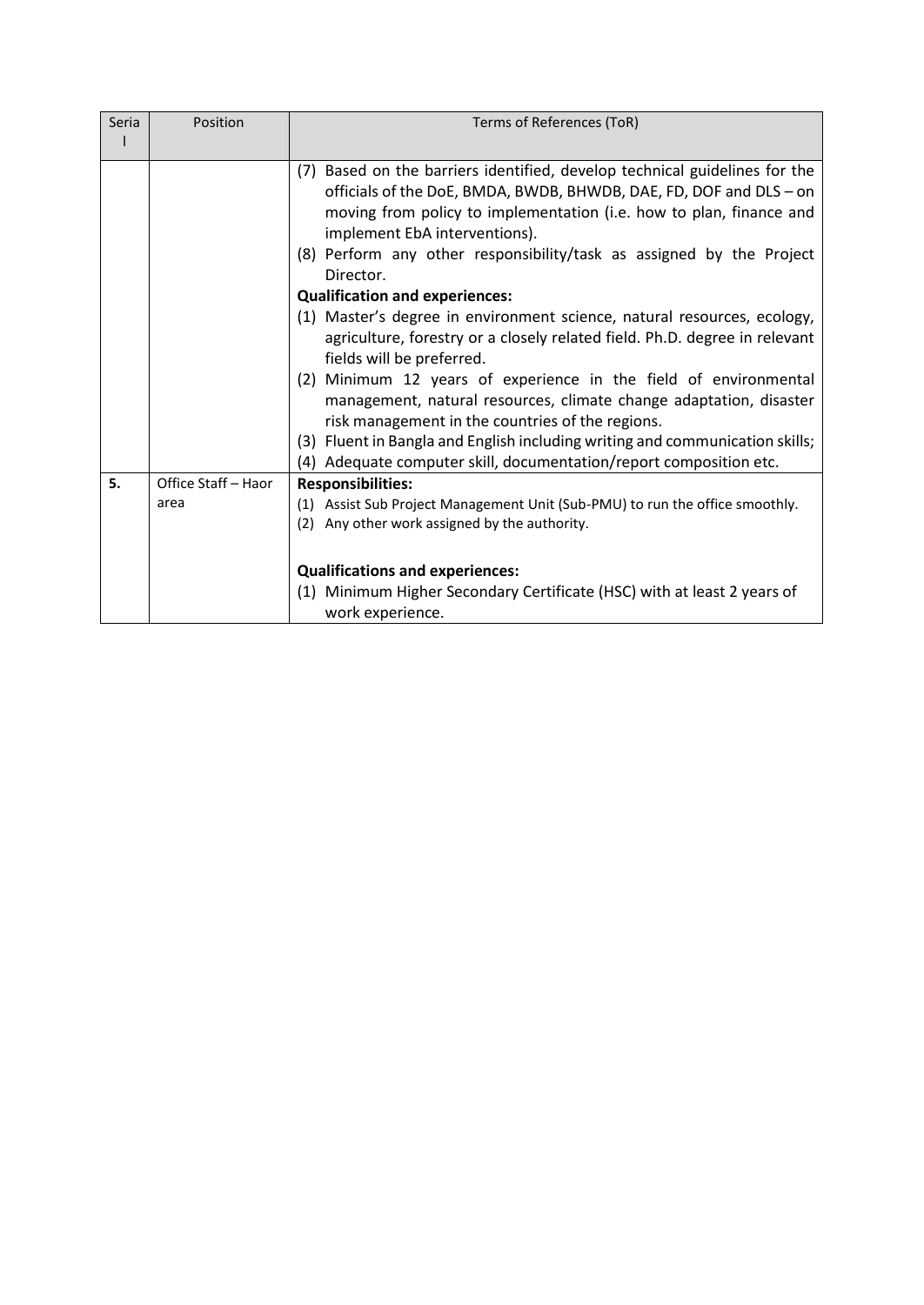| Serial | Position | Terms of References (ToR) |
| --- | --- | --- |
| | | (7) Based on the barriers identified, develop technical guidelines for the officials of the DoE, BMDA, BWDB, BHWDB, DAE, FD, DOF and DLS – on moving from policy to implementation (i.e. how to plan, finance and implement EbA interventions).<br>(8) Perform any other responsibility/task as assigned by the Project Director.<br>**Qualification and experiences:**<br>(1) Master's degree in environment science, natural resources, ecology, agriculture, forestry or a closely related field. Ph.D. degree in relevant fields will be preferred.<br>(2) Minimum 12 years of experience in the field of environmental management, natural resources, climate change adaptation, disaster risk management in the countries of the regions.<br>(3) Fluent in Bangla and English including writing and communication skills;<br>(4) Adequate computer skill, documentation/report composition etc. |
| **5.** | Office Staff – Haor area | **Responsibilities:**<br>(1) Assist Sub Project Management Unit (Sub-PMU) to run the office smoothly.<br>(2) Any other work assigned by the authority.<br><br>**Qualifications and experiences:**<br>(1) Minimum Higher Secondary Certificate (HSC) with at least 2 years of work experience. |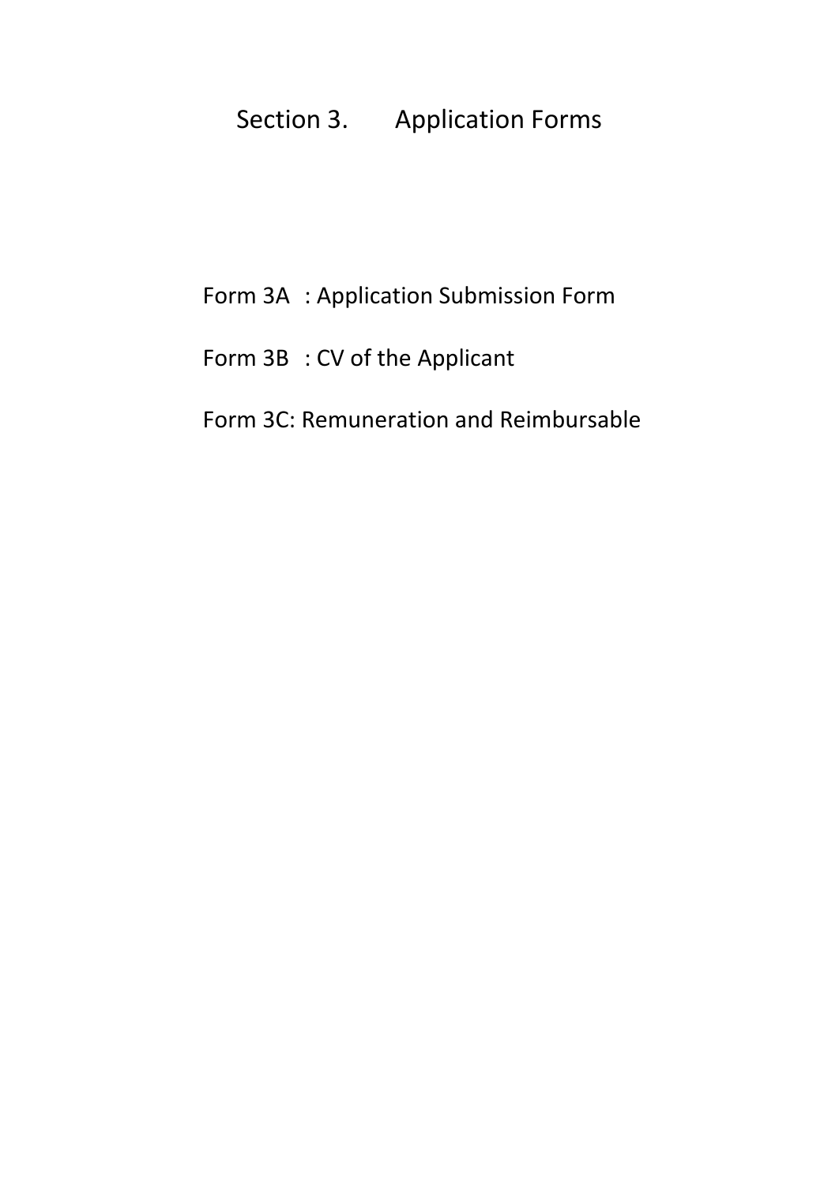# Section 3. Application Forms

Form 3A : Application Submission Form

Form 3B : CV of the Applicant

Form 3C: Remuneration and Reimbursable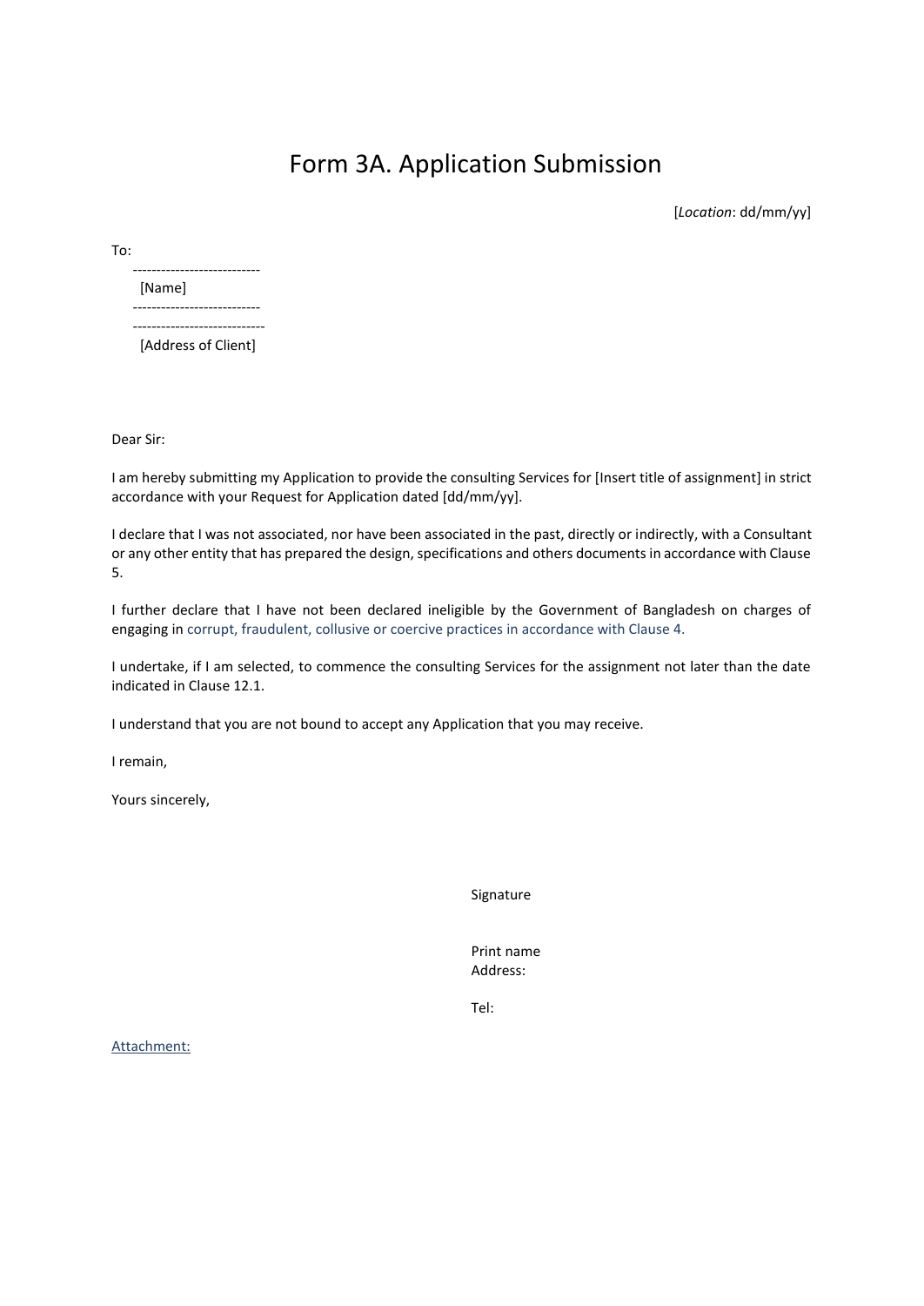# Form 3A. Application Submission

[*Location*: dd/mm/yy]

To:

---------------------------

[Name]

---------------------------

----------------------------

[Address of Client]

Dear Sir:

I am hereby submitting my Application to provide the consulting Services for [Insert title of assignment] in strict accordance with your Request for Application dated [dd/mm/yy].

I declare that I was not associated, nor have been associated in the past, directly or indirectly, with a Consultant or any other entity that has prepared the design, specifications and others documents in accordance with Clause 5.

I further declare that I have not been declared ineligible by the Government of Bangladesh on charges of engaging in corrupt, fraudulent, collusive or coercive practices in accordance with Clause 4.

I undertake, if I am selected, to commence the consulting Services for the assignment not later than the date indicated in Clause 12.1.

I understand that you are not bound to accept any Application that you may receive.

I remain,

Yours sincerely,

Signature

Print name

Address:

Tel:

Attachment: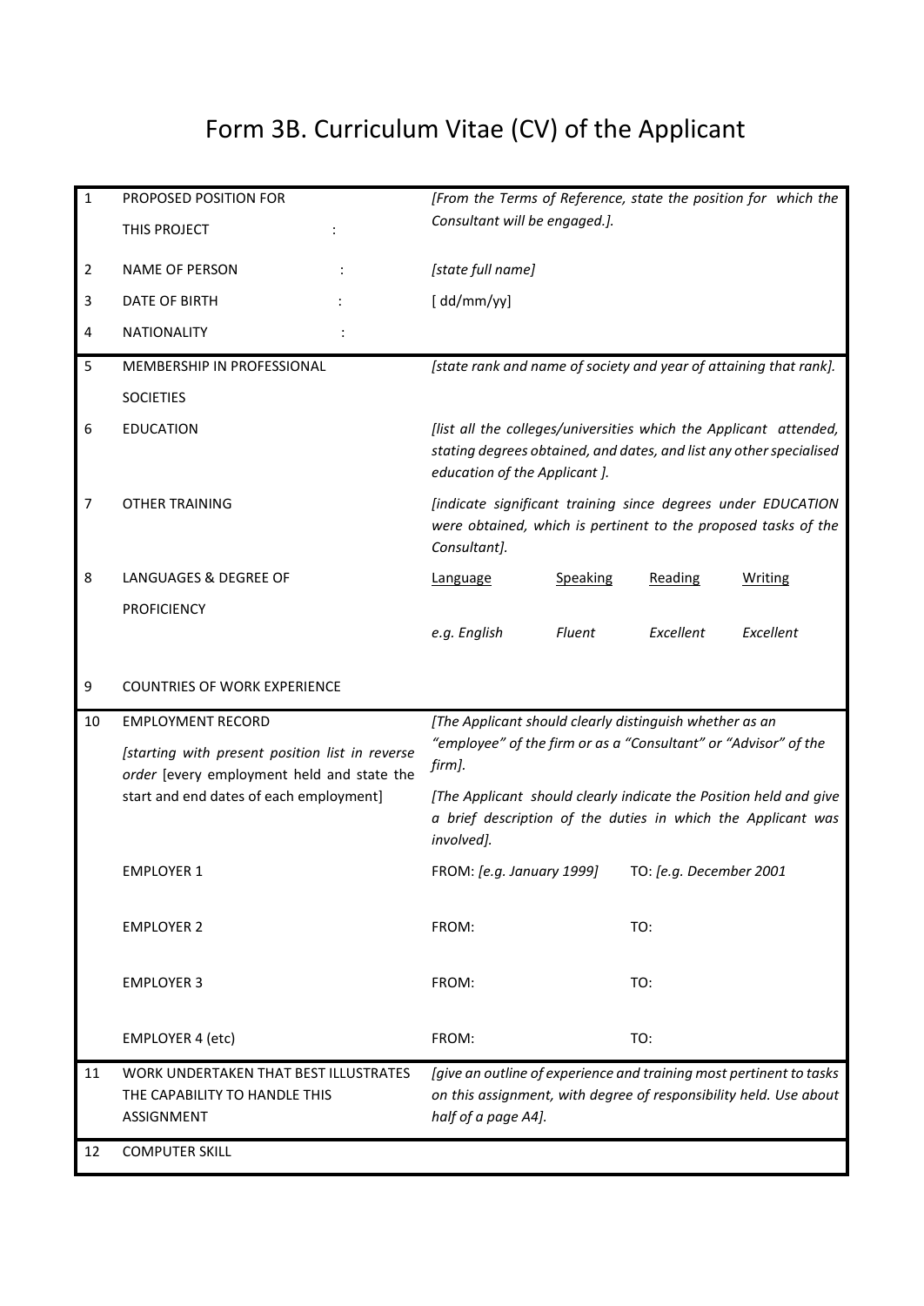# Form 3B. Curriculum Vitae (CV) of the Applicant

| | | |
|---|---|---|
| 1 | PROPOSED POSITION FOR THIS PROJECT : | *[From the Terms of Reference, state the position for which the Consultant will be engaged.].* |
| 2 | NAME OF PERSON : | *[state full name]* |
| 3 | DATE OF BIRTH : | [ dd/mm/yy] |
| 4 | NATIONALITY : | |
| 5 | MEMBERSHIP IN PROFESSIONAL SOCIETIES | *[state rank and name of society and year of attaining that rank].* |
| 6 | EDUCATION | *[list all the colleges/universities which the Applicant attended, stating degrees obtained, and dates, and list any other specialised education of the Applicant ].* |
| 7 | OTHER TRAINING | *[indicate significant training since degrees under EDUCATION were obtained, which is pertinent to the proposed tasks of the Consultant].* |
| 8 | LANGUAGES & DEGREE OF PROFICIENCY | <u>Language</u> <u>Speaking</u> <u>Reading</u> <u>Writing</u><br>*e.g. English* *Fluent* *Excellent* *Excellent* |
| 9 | COUNTRIES OF WORK EXPERIENCE | |
| 10 | EMPLOYMENT RECORD<br>*[starting with present position list in reverse order* [every employment held and state the start and end dates of each employment] | *[The Applicant should clearly distinguish whether as an "employee" of the firm or as a "Consultant" or "Advisor" of the firm].*<br>*[The Applicant should clearly indicate the Position held and give a brief description of the duties in which the Applicant was involved].* |
| | EMPLOYER 1 | FROM: *[e.g. January 1999]* TO: *[e.g. December 2001* |
| | EMPLOYER 2 | FROM: TO: |
| | EMPLOYER 3 | FROM: TO: |
| | EMPLOYER 4 (etc) | FROM: TO: |
| 11 | WORK UNDERTAKEN THAT BEST ILLUSTRATES THE CAPABILITY TO HANDLE THIS ASSIGNMENT | *[give an outline of experience and training most pertinent to tasks on this assignment, with degree of responsibility held. Use about half of a page A4].* |
| 12 | COMPUTER SKILL | |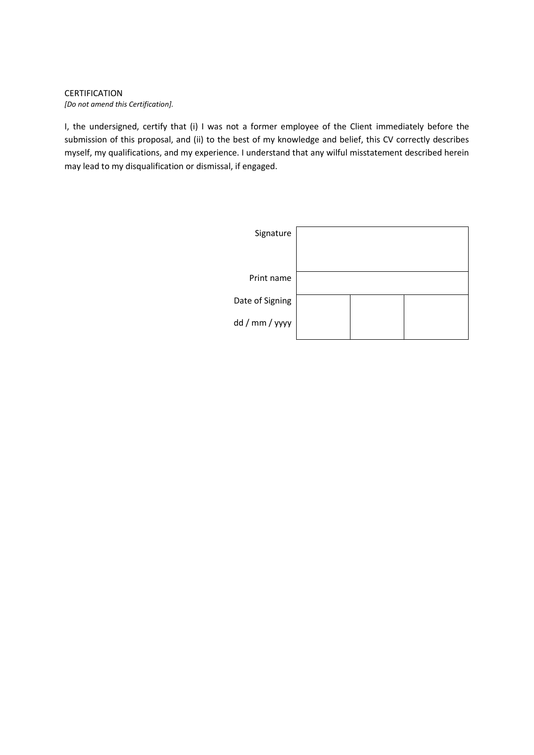CERTIFICATION

*[Do not amend this Certification].*

I, the undersigned, certify that (i) I was not a former employee of the Client immediately before the submission of this proposal, and (ii) to the best of my knowledge and belief, this CV correctly describes myself, my qualifications, and my experience. I understand that any wilful misstatement described herein may lead to my disqualification or dismissal, if engaged.

| | | | |
|---|---|---|---|
| Signature | | | |
| Print name | | | |
| Date of Signing<br>dd / mm / yyyy | | | |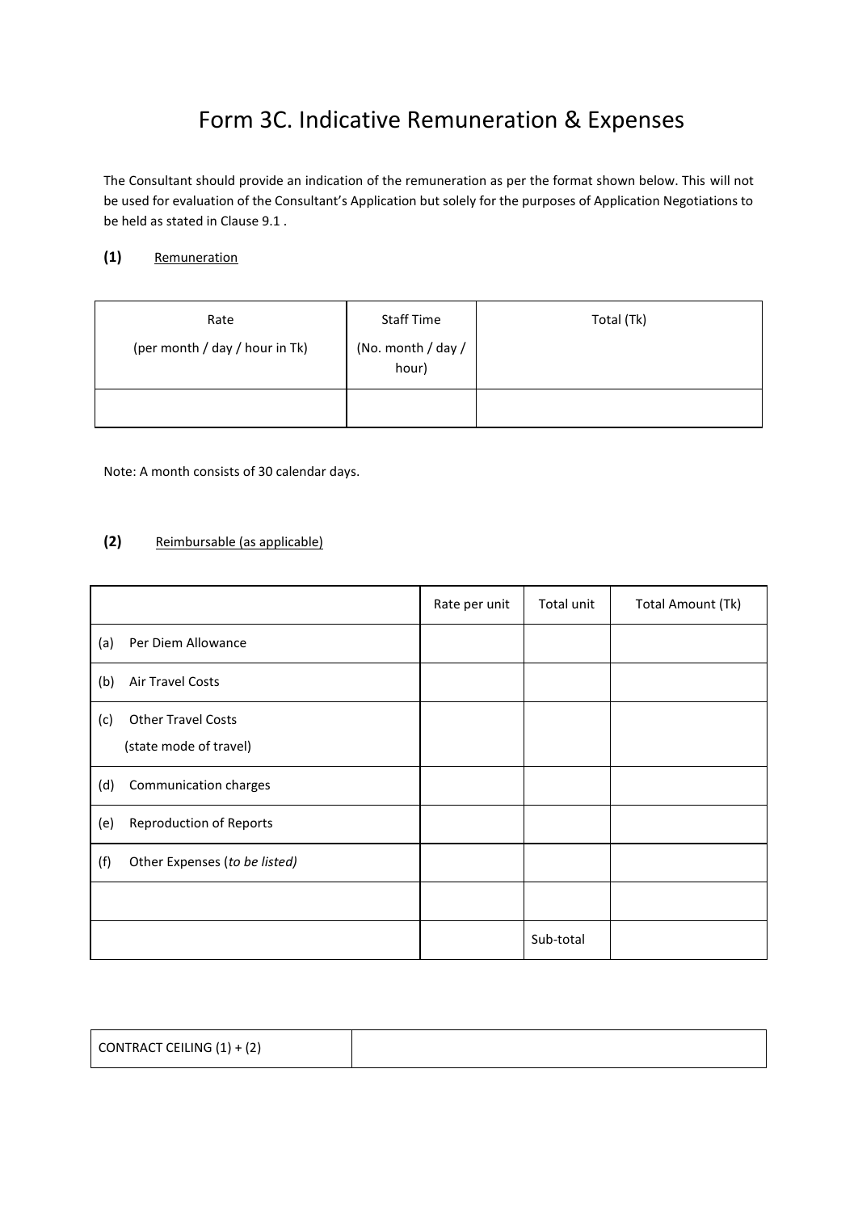# Form 3C. Indicative Remuneration & Expenses

The Consultant should provide an indication of the remuneration as per the format shown below. This will not be used for evaluation of the Consultant's Application but solely for the purposes of Application Negotiations to be held as stated in Clause 9.1 .

**(1)** Remuneration

| Rate (per month / day / hour in Tk) | Staff Time (No. month / day / hour) | Total (Tk) |
|---|---|---|
| | | |

Note: A month consists of 30 calendar days.

**(2)** Reimbursable (as applicable)

| | Rate per unit | Total unit | Total Amount (Tk) |
|---|---|---|---|
| (a) Per Diem Allowance | | | |
| (b) Air Travel Costs | | | |
| (c) Other Travel Costs (state mode of travel) | | | |
| (d) Communication charges | | | |
| (e) Reproduction of Reports | | | |
| (f) Other Expenses (*to be listed*) | | | |
| | | | |
| | | Sub-total | |

| CONTRACT CEILING (1) + (2) | |
|---|---|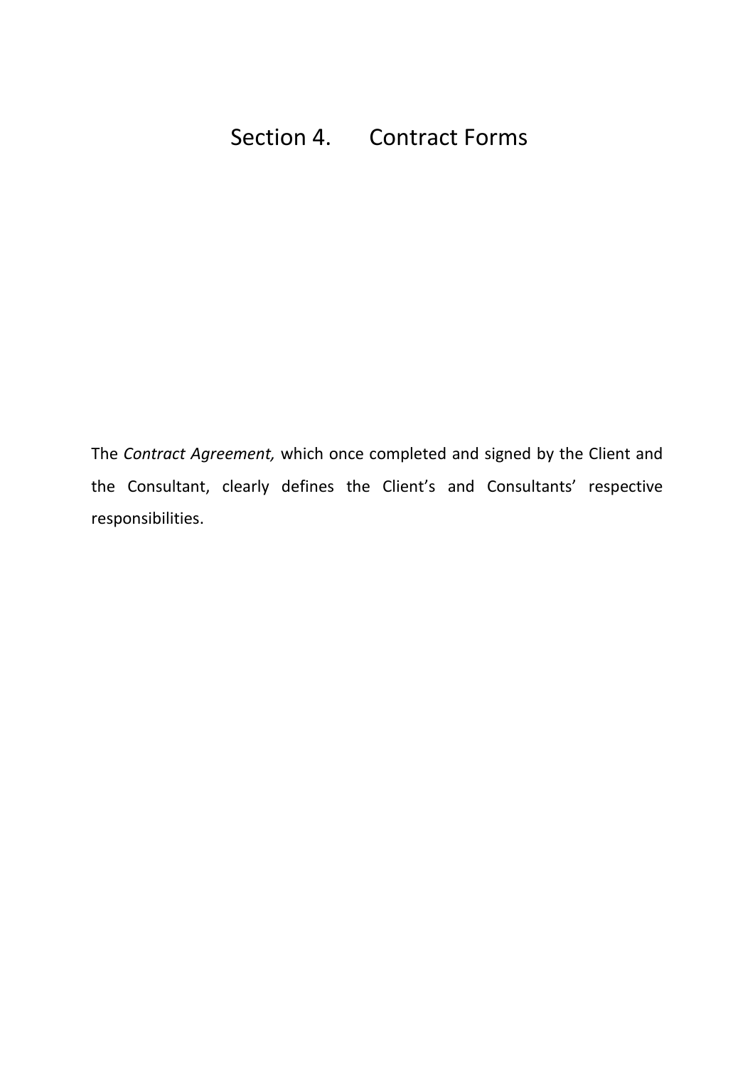# Section 4. Contract Forms

The *Contract Agreement,* which once completed and signed by the Client and the Consultant, clearly defines the Client's and Consultants' respective responsibilities.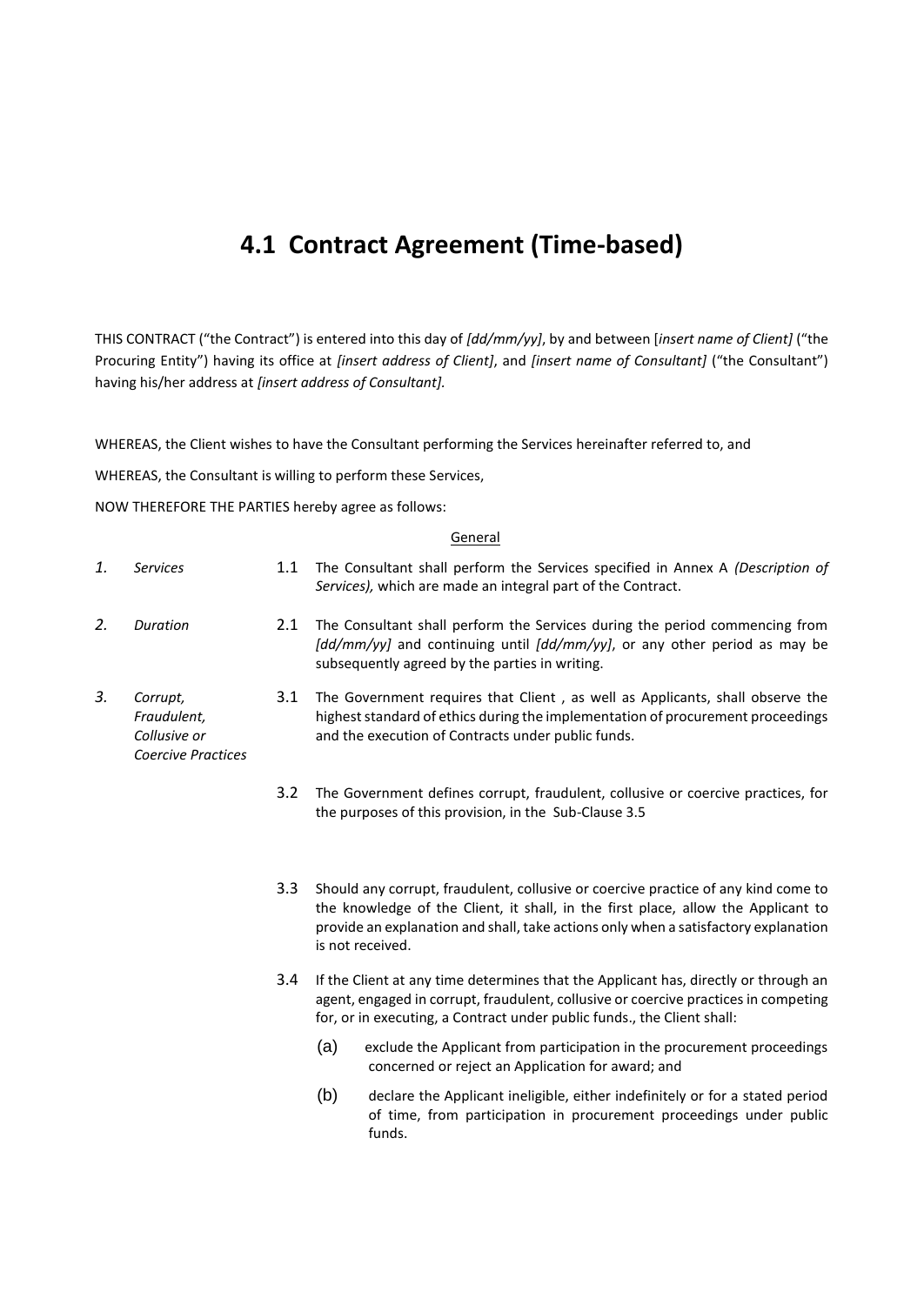# 4.1 Contract Agreement (Time-based)

THIS CONTRACT ("the Contract") is entered into this day of *[dd/mm/yy]*, by and between [*insert name of Client]* ("the Procuring Entity") having its office at *[insert address of Client]*, and *[insert name of Consultant]* ("the Consultant") having his/her address at *[insert address of Consultant]*.

WHEREAS, the Client wishes to have the Consultant performing the Services hereinafter referred to, and

WHEREAS, the Consultant is willing to perform these Services,

NOW THEREFORE THE PARTIES hereby agree as follows:

General

*1. Services*

1.1 The Consultant shall perform the Services specified in Annex A *(Description of Services),* which are made an integral part of the Contract.

*2. Duration*

2.1 The Consultant shall perform the Services during the period commencing from *[dd/mm/yy]* and continuing until *[dd/mm/yy]*, or any other period as may be subsequently agreed by the parties in writing.

*3. Corrupt, Fraudulent, Collusive or Coercive Practices*

3.1 The Government requires that Client , as well as Applicants, shall observe the highest standard of ethics during the implementation of procurement proceedings and the execution of Contracts under public funds.

3.2 The Government defines corrupt, fraudulent, collusive or coercive practices, for the purposes of this provision, in the Sub-Clause 3.5

3.3 Should any corrupt, fraudulent, collusive or coercive practice of any kind come to the knowledge of the Client, it shall, in the first place, allow the Applicant to provide an explanation and shall, take actions only when a satisfactory explanation is not received.

3.4 If the Client at any time determines that the Applicant has, directly or through an agent, engaged in corrupt, fraudulent, collusive or coercive practices in competing for, or in executing, a Contract under public funds., the Client shall:

(a) exclude the Applicant from participation in the procurement proceedings concerned or reject an Application for award; and

(b) declare the Applicant ineligible, either indefinitely or for a stated period of time, from participation in procurement proceedings under public funds.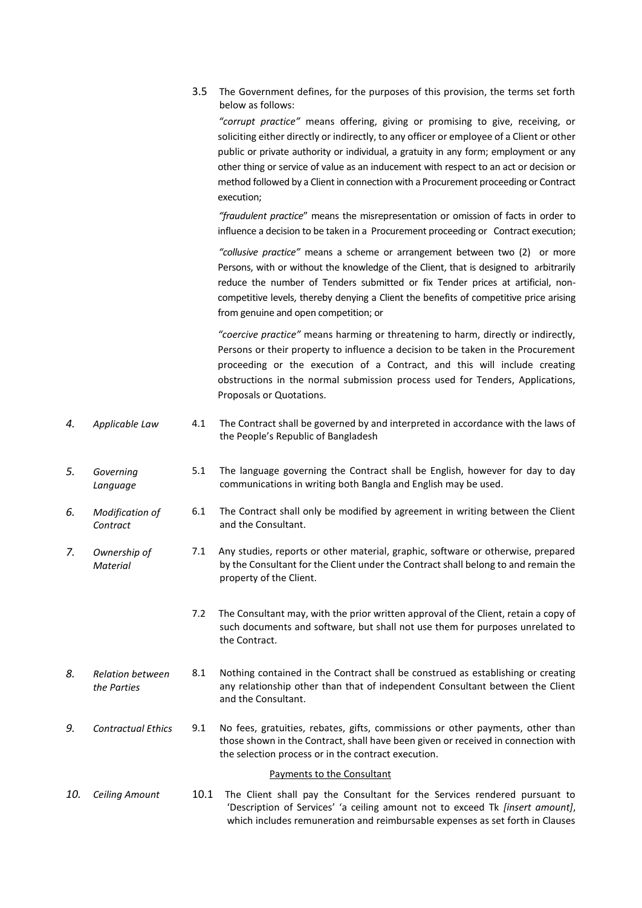3.5 The Government defines, for the purposes of this provision, the terms set forth below as follows:

*"corrupt practice"* means offering, giving or promising to give, receiving, or soliciting either directly or indirectly, to any officer or employee of a Client or other public or private authority or individual, a gratuity in any form; employment or any other thing or service of value as an inducement with respect to an act or decision or method followed by a Client in connection with a Procurement proceeding or Contract execution;

*"fraudulent practice*" means the misrepresentation or omission of facts in order to influence a decision to be taken in a Procurement proceeding or Contract execution;

*"collusive practice"* means a scheme or arrangement between two (2) or more Persons, with or without the knowledge of the Client, that is designed to arbitrarily reduce the number of Tenders submitted or fix Tender prices at artificial, non-competitive levels, thereby denying a Client the benefits of competitive price arising from genuine and open competition; or

*"coercive practice"* means harming or threatening to harm, directly or indirectly, Persons or their property to influence a decision to be taken in the Procurement proceeding or the execution of a Contract, and this will include creating obstructions in the normal submission process used for Tenders, Applications, Proposals or Quotations.

*4. Applicable Law*

4.1 The Contract shall be governed by and interpreted in accordance with the laws of the People's Republic of Bangladesh

*5. Governing Language*

5.1 The language governing the Contract shall be English, however for day to day communications in writing both Bangla and English may be used.

*6. Modification of Contract*

6.1 The Contract shall only be modified by agreement in writing between the Client and the Consultant.

*7. Ownership of Material*

7.1 Any studies, reports or other material, graphic, software or otherwise, prepared by the Consultant for the Client under the Contract shall belong to and remain the property of the Client.

7.2 The Consultant may, with the prior written approval of the Client, retain a copy of such documents and software, but shall not use them for purposes unrelated to the Contract.

*8. Relation between the Parties*

8.1 Nothing contained in the Contract shall be construed as establishing or creating any relationship other than that of independent Consultant between the Client and the Consultant.

*9. Contractual Ethics*

9.1 No fees, gratuities, rebates, gifts, commissions or other payments, other than those shown in the Contract, shall have been given or received in connection with the selection process or in the contract execution.

## Payments to the Consultant

*10. Ceiling Amount*

10.1 The Client shall pay the Consultant for the Services rendered pursuant to 'Description of Services' 'a ceiling amount not to exceed Tk *[insert amount]*, which includes remuneration and reimbursable expenses as set forth in Clauses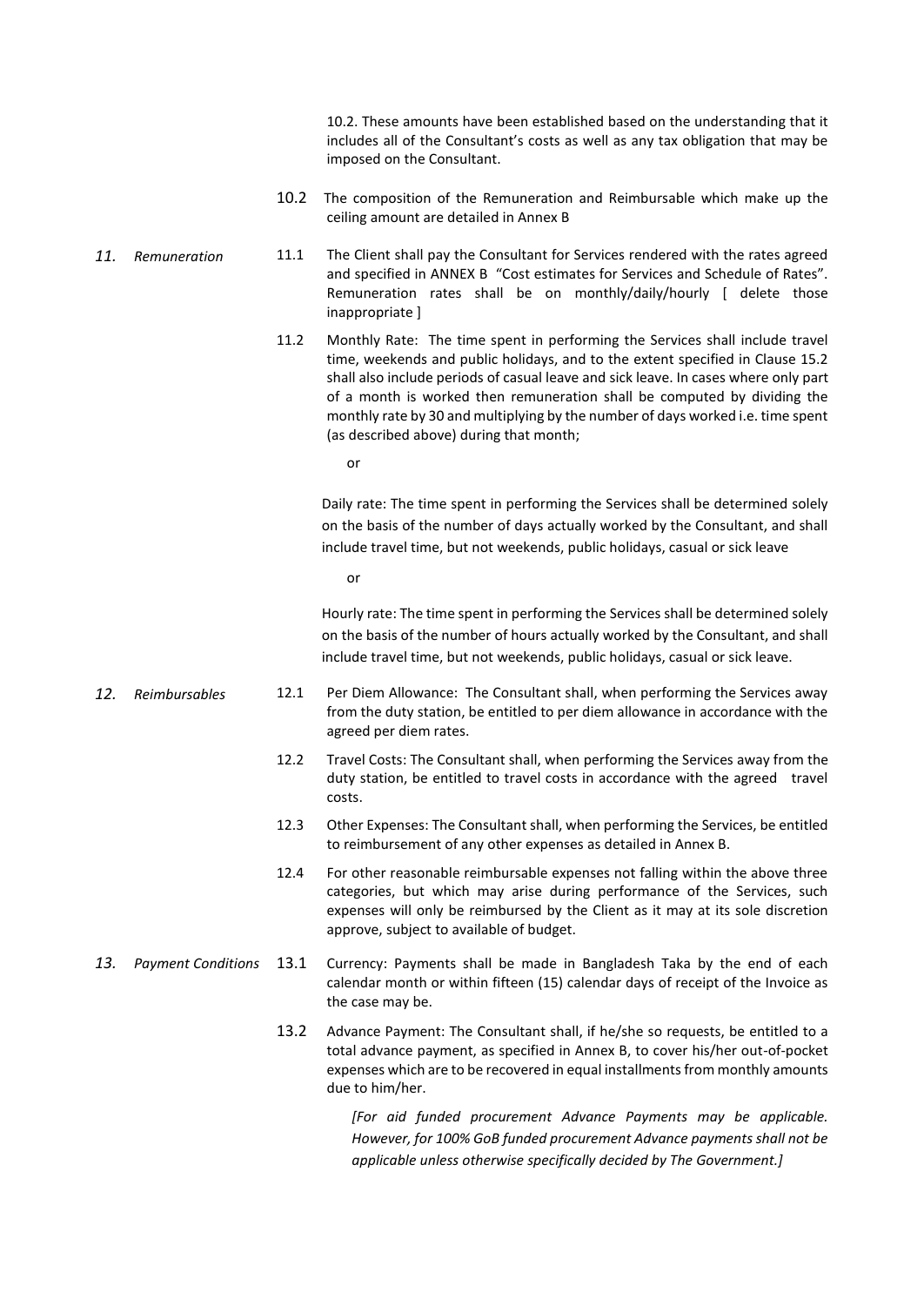10.2. These amounts have been established based on the understanding that it includes all of the Consultant's costs as well as any tax obligation that may be imposed on the Consultant.

10.2 The composition of the Remuneration and Reimbursable which make up the ceiling amount are detailed in Annex B

*11. Remuneration*

11.1 The Client shall pay the Consultant for Services rendered with the rates agreed and specified in ANNEX B "Cost estimates for Services and Schedule of Rates". Remuneration rates shall be on monthly/daily/hourly [ delete those inappropriate ]

11.2 Monthly Rate: The time spent in performing the Services shall include travel time, weekends and public holidays, and to the extent specified in Clause 15.2 shall also include periods of casual leave and sick leave. In cases where only part of a month is worked then remuneration shall be computed by dividing the monthly rate by 30 and multiplying by the number of days worked i.e. time spent (as described above) during that month;

or

Daily rate: The time spent in performing the Services shall be determined solely on the basis of the number of days actually worked by the Consultant, and shall include travel time, but not weekends, public holidays, casual or sick leave

or

Hourly rate: The time spent in performing the Services shall be determined solely on the basis of the number of hours actually worked by the Consultant, and shall include travel time, but not weekends, public holidays, casual or sick leave.

*12. Reimbursables*

12.1 Per Diem Allowance: The Consultant shall, when performing the Services away from the duty station, be entitled to per diem allowance in accordance with the agreed per diem rates.

12.2 Travel Costs: The Consultant shall, when performing the Services away from the duty station, be entitled to travel costs in accordance with the agreed travel costs.

12.3 Other Expenses: The Consultant shall, when performing the Services, be entitled to reimbursement of any other expenses as detailed in Annex B.

12.4 For other reasonable reimbursable expenses not falling within the above three categories, but which may arise during performance of the Services, such expenses will only be reimbursed by the Client as it may at its sole discretion approve, subject to available of budget.

*13. Payment Conditions*

13.1 Currency: Payments shall be made in Bangladesh Taka by the end of each calendar month or within fifteen (15) calendar days of receipt of the Invoice as the case may be.

13.2 Advance Payment: The Consultant shall, if he/she so requests, be entitled to a total advance payment, as specified in Annex B, to cover his/her out-of-pocket expenses which are to be recovered in equal installments from monthly amounts due to him/her.

*[For aid funded procurement Advance Payments may be applicable. However, for 100% GoB funded procurement Advance payments shall not be applicable unless otherwise specifically decided by The Government.]*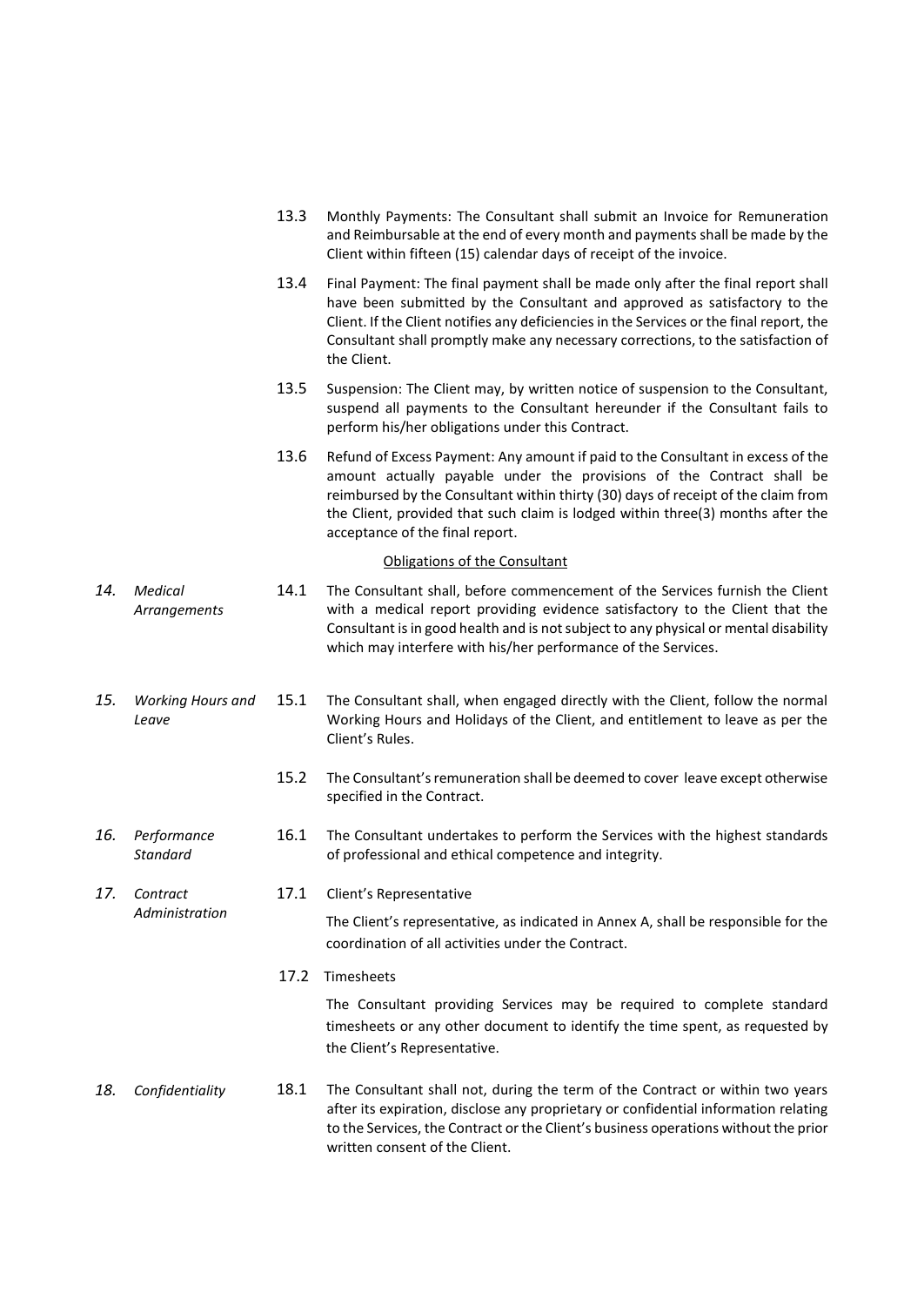13.3 Monthly Payments: The Consultant shall submit an Invoice for Remuneration and Reimbursable at the end of every month and payments shall be made by the Client within fifteen (15) calendar days of receipt of the invoice.

13.4 Final Payment: The final payment shall be made only after the final report shall have been submitted by the Consultant and approved as satisfactory to the Client. If the Client notifies any deficiencies in the Services or the final report, the Consultant shall promptly make any necessary corrections, to the satisfaction of the Client.

13.5 Suspension: The Client may, by written notice of suspension to the Consultant, suspend all payments to the Consultant hereunder if the Consultant fails to perform his/her obligations under this Contract.

13.6 Refund of Excess Payment: Any amount if paid to the Consultant in excess of the amount actually payable under the provisions of the Contract shall be reimbursed by the Consultant within thirty (30) days of receipt of the claim from the Client, provided that such claim is lodged within three(3) months after the acceptance of the final report.

<u>Obligations of the Consultant</u>

*14. Medical Arrangements*

14.1 The Consultant shall, before commencement of the Services furnish the Client with a medical report providing evidence satisfactory to the Client that the Consultant is in good health and is not subject to any physical or mental disability which may interfere with his/her performance of the Services.

*15. Working Hours and Leave*

15.1 The Consultant shall, when engaged directly with the Client, follow the normal Working Hours and Holidays of the Client, and entitlement to leave as per the Client's Rules.

15.2 The Consultant's remuneration shall be deemed to cover leave except otherwise specified in the Contract.

*16. Performance Standard*

16.1 The Consultant undertakes to perform the Services with the highest standards of professional and ethical competence and integrity.

*17. Contract Administration*

17.1 Client's Representative

The Client's representative, as indicated in Annex A, shall be responsible for the coordination of all activities under the Contract.

17.2 Timesheets

The Consultant providing Services may be required to complete standard timesheets or any other document to identify the time spent, as requested by the Client's Representative.

*18. Confidentiality*

18.1 The Consultant shall not, during the term of the Contract or within two years after its expiration, disclose any proprietary or confidential information relating to the Services, the Contract or the Client's business operations without the prior written consent of the Client.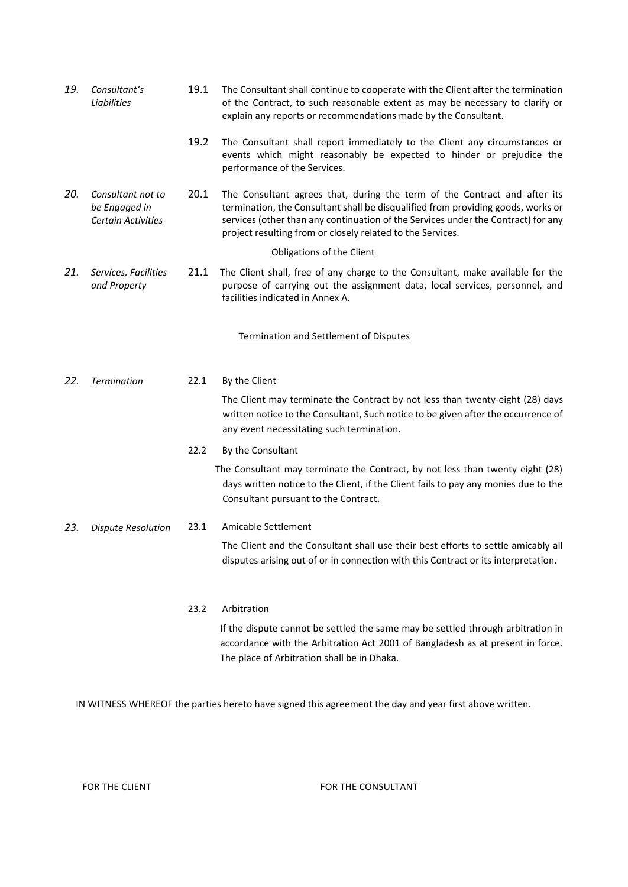*19. Consultant's Liabilities*

19.1 The Consultant shall continue to cooperate with the Client after the termination of the Contract, to such reasonable extent as may be necessary to clarify or explain any reports or recommendations made by the Consultant.

19.2 The Consultant shall report immediately to the Client any circumstances or events which might reasonably be expected to hinder or prejudice the performance of the Services.

*20. Consultant not to be Engaged in Certain Activities*

20.1 The Consultant agrees that, during the term of the Contract and after its termination, the Consultant shall be disqualified from providing goods, works or services (other than any continuation of the Services under the Contract) for any project resulting from or closely related to the Services.

Obligations of the Client

*21. Services, Facilities and Property*

21.1 The Client shall, free of any charge to the Consultant, make available for the purpose of carrying out the assignment data, local services, personnel, and facilities indicated in Annex A.

Termination and Settlement of Disputes

*22. Termination*

22.1 By the Client

The Client may terminate the Contract by not less than twenty-eight (28) days written notice to the Consultant, Such notice to be given after the occurrence of any event necessitating such termination.

22.2 By the Consultant

The Consultant may terminate the Contract, by not less than twenty eight (28) days written notice to the Client, if the Client fails to pay any monies due to the Consultant pursuant to the Contract.

*23. Dispute Resolution*

23.1 Amicable Settlement

The Client and the Consultant shall use their best efforts to settle amicably all disputes arising out of or in connection with this Contract or its interpretation.

23.2 Arbitration

If the dispute cannot be settled the same may be settled through arbitration in accordance with the Arbitration Act 2001 of Bangladesh as at present in force. The place of Arbitration shall be in Dhaka.

IN WITNESS WHEREOF the parties hereto have signed this agreement the day and year first above written.

FOR THE CLIENT

FOR THE CONSULTANT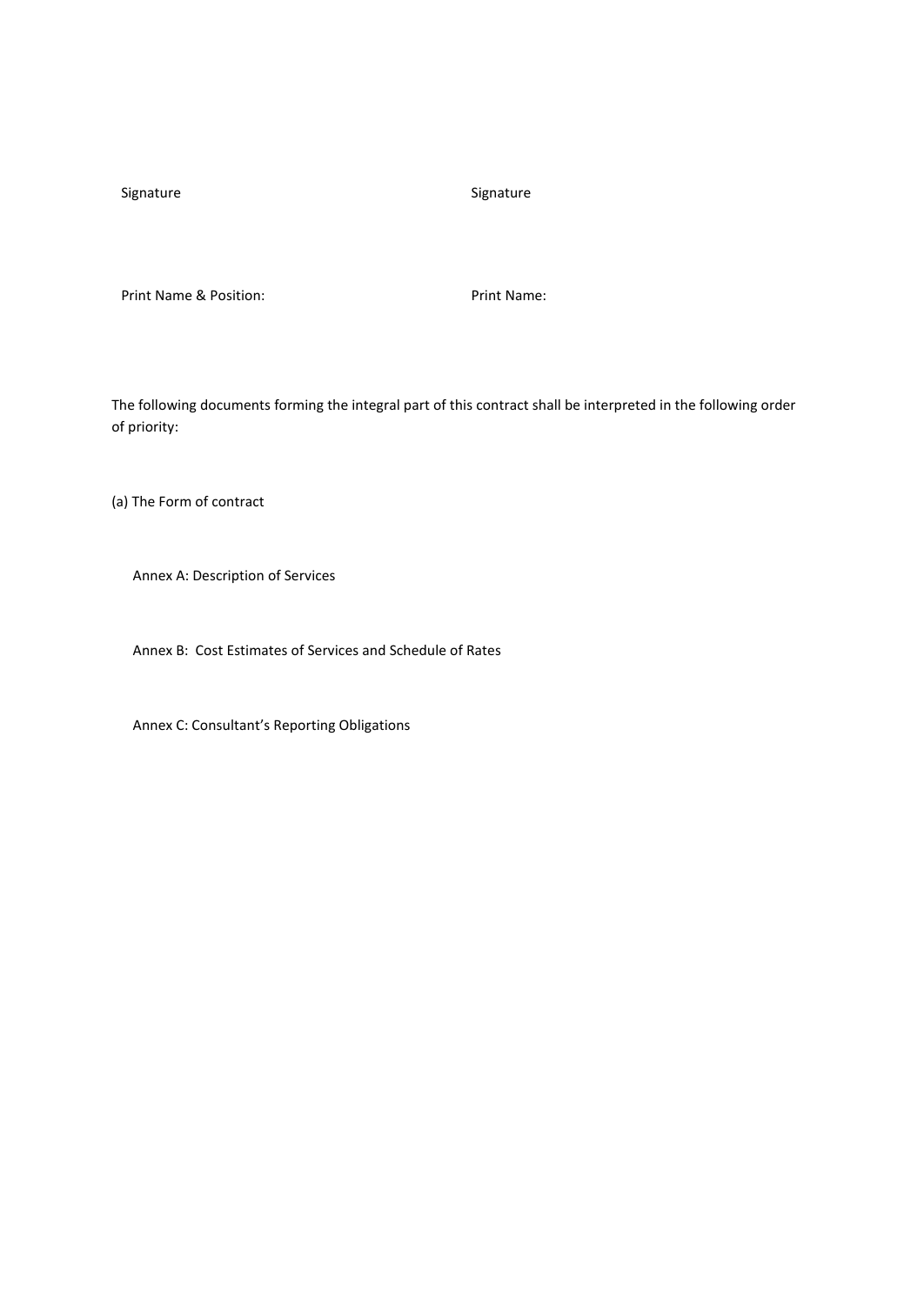| Signature | Signature |
|---|---|
| | |
| Print Name & Position: | Print Name: |

The following documents forming the integral part of this contract shall be interpreted in the following order of priority:

(a) The Form of contract

Annex A: Description of Services

Annex B: Cost Estimates of Services and Schedule of Rates

Annex C: Consultant's Reporting Obligations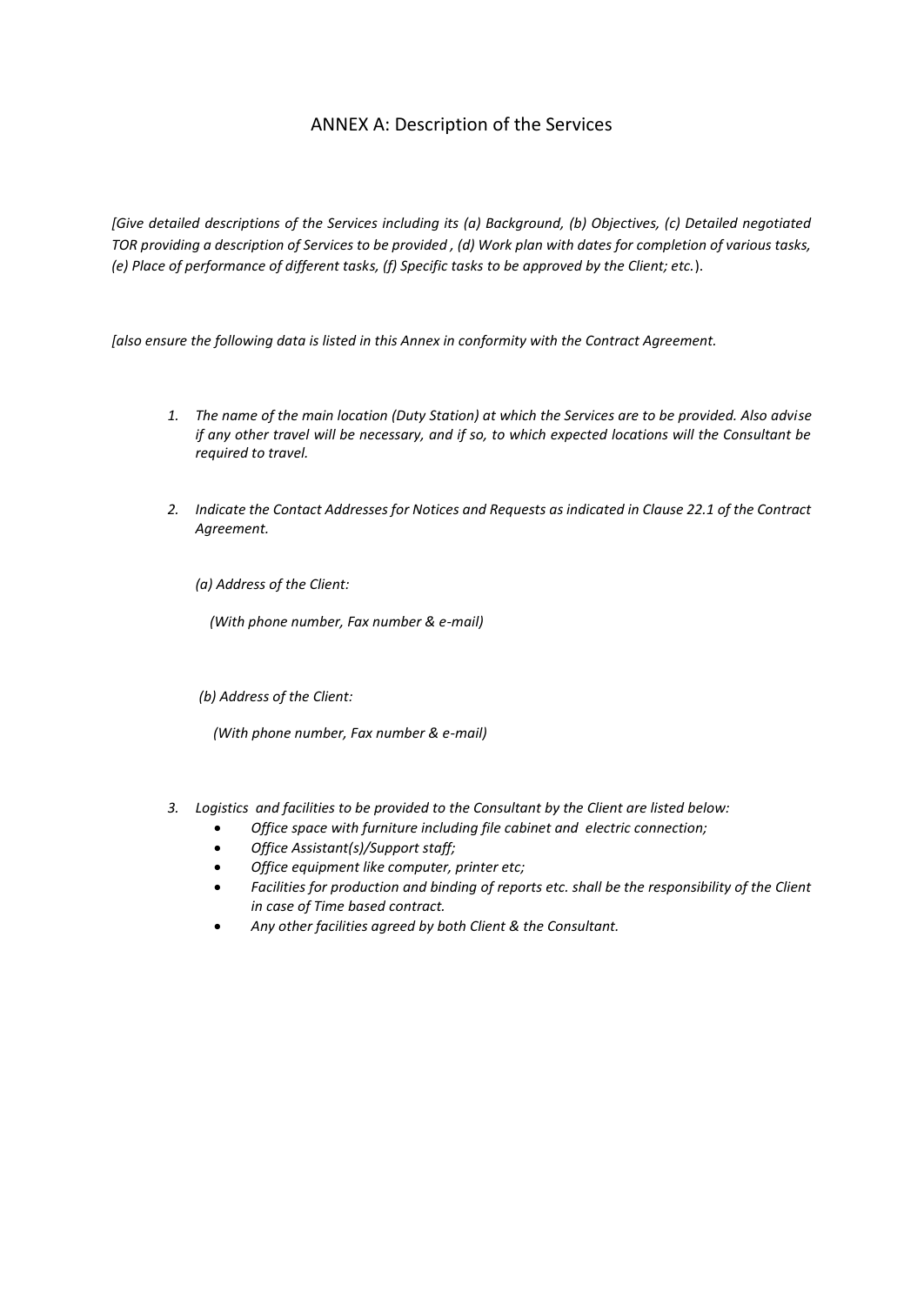# ANNEX A: Description of the Services

*[Give detailed descriptions of the Services including its (a) Background, (b) Objectives, (c) Detailed negotiated TOR providing a description of Services to be provided , (d) Work plan with dates for completion of various tasks, (e) Place of performance of different tasks, (f) Specific tasks to be approved by the Client; etc.*).

*[also ensure the following data is listed in this Annex in conformity with the Contract Agreement.*

1. *The name of the main location (Duty Station) at which the Services are to be provided. Also advise if any other travel will be necessary, and if so, to which expected locations will the Consultant be required to travel.*

2. *Indicate the Contact Addresses for Notices and Requests as indicated in Clause 22.1 of the Contract Agreement.*

   *(a) Address of the Client:*

   *(With phone number, Fax number & e-mail)*

   *(b) Address of the Client:*

   *(With phone number, Fax number & e-mail)*

3. *Logistics and facilities to be provided to the Consultant by the Client are listed below:*
   - *Office space with furniture including file cabinet and electric connection;*
   - *Office Assistant(s)/Support staff;*
   - *Office equipment like computer, printer etc;*
   - *Facilities for production and binding of reports etc. shall be the responsibility of the Client in case of Time based contract.*
   - *Any other facilities agreed by both Client & the Consultant.*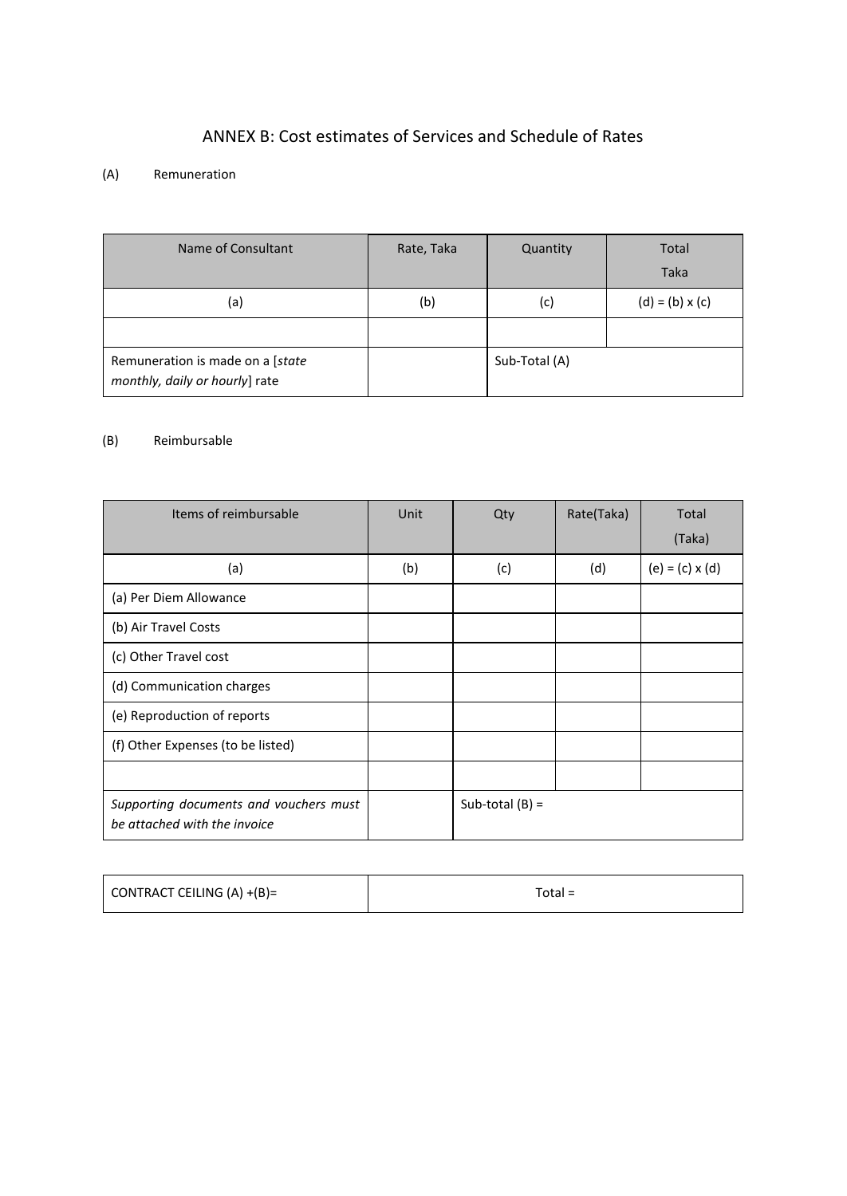## ANNEX B: Cost estimates of Services and Schedule of Rates

(A) Remuneration

| Name of Consultant | Rate, Taka | Quantity | Total Taka |
|---|---|---|---|
| (a) | (b) | (c) | (d) = (b) x (c) |
| | | | |
| Remuneration is made on a [*state monthly, daily or hourly*] rate | | Sub-Total (A) | |

(B) Reimbursable

| Items of reimbursable | Unit | Qty | Rate(Taka) | Total (Taka) |
|---|---|---|---|---|
| (a) | (b) | (c) | (d) | (e) = (c) x (d) |
| (a) Per Diem Allowance | | | | |
| (b) Air Travel Costs | | | | |
| (c) Other Travel cost | | | | |
| (d) Communication charges | | | | |
| (e) Reproduction of reports | | | | |
| (f) Other Expenses (to be listed) | | | | |
| | | | | |
| *Supporting documents and vouchers must be attached with the invoice* | | Sub-total (B) = | | |

| CONTRACT CEILING (A) +(B)= | Total = |
|---|---|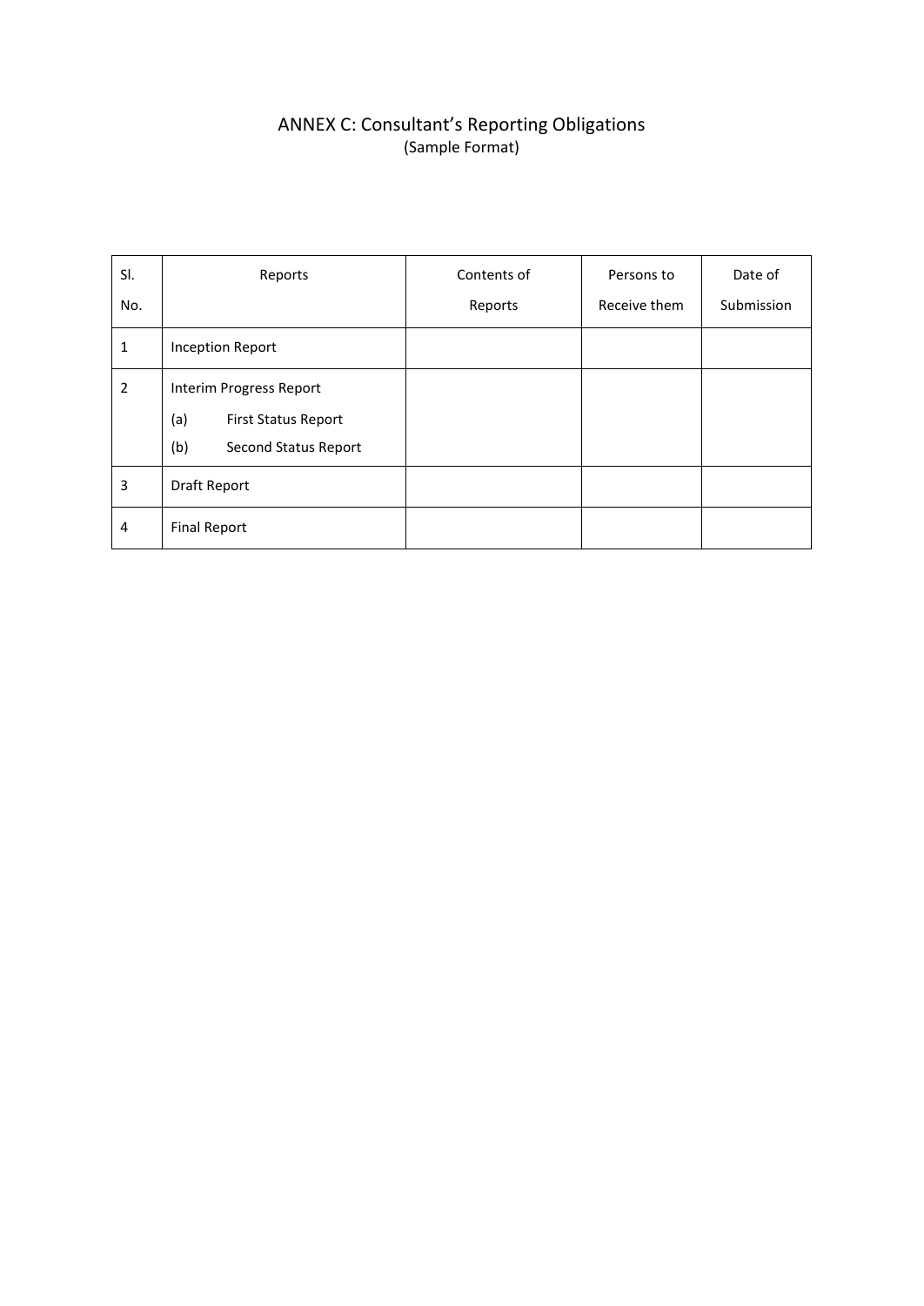# ANNEX C: Consultant's Reporting Obligations

(Sample Format)

| Sl. No. | Reports | Contents of Reports | Persons to Receive them | Date of Submission |
|---|---|---|---|---|
| 1 | Inception Report | | | |
| 2 | Interim Progress Report<br>(a) First Status Report<br>(b) Second Status Report | | | |
| 3 | Draft Report | | | |
| 4 | Final Report | | | |